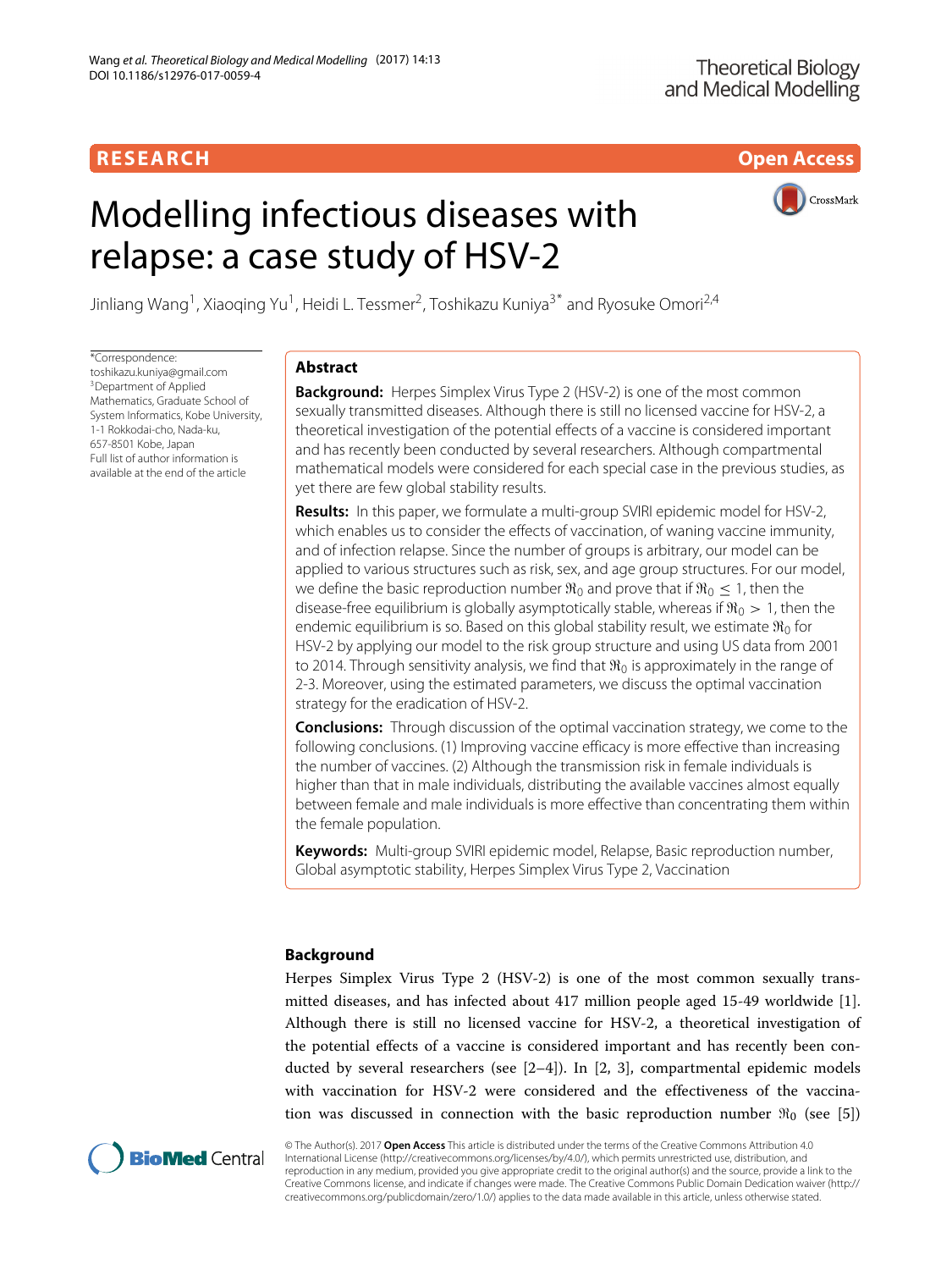RESEARCH Open Access

# Modelling infectious diseases with relapse: a case study of HSV-2

Jinliang Wang[1], Xiaoqing Yu[1], Heidi L. Tessmer[2], Toshikazu Kuniya[3*] and Ryosuke Omori[2,4]

*Correspondence: toshikazu.kuniya@gmail.com
[3]Department of Applied Mathematics, Graduate School of System Informatics, Kobe University, 1-1 Rokkodai-cho, Nada-ku, 657-8501 Kobe, Japan
Full list of author information is available at the end of the article

## Abstract

**Background:** Herpes Simplex Virus Type 2 (HSV-2) is one of the most common sexually transmitted diseases. Although there is still no licensed vaccine for HSV-2, a theoretical investigation of the potential effects of a vaccine is considered important and has recently been conducted by several researchers. Although compartmental mathematical models were considered for each special case in the previous studies, as yet there are few global stability results.

**Results:** In this paper, we formulate a multi-group SVIRI epidemic model for HSV-2, which enables us to consider the effects of vaccination, of waning vaccine immunity, and of infection relapse. Since the number of groups is arbitrary, our model can be applied to various structures such as risk, sex, and age group structures. For our model, we define the basic reproduction number $\Re_0$ and prove that if $\Re_0 \leq 1$, then the disease-free equilibrium is globally asymptotically stable, whereas if $\Re_0 > 1$, then the endemic equilibrium is so. Based on this global stability result, we estimate $\Re_0$ for HSV-2 by applying our model to the risk group structure and using US data from 2001 to 2014. Through sensitivity analysis, we find that $\Re_0$ is approximately in the range of 2-3. Moreover, using the estimated parameters, we discuss the optimal vaccination strategy for the eradication of HSV-2.

**Conclusions:** Through discussion of the optimal vaccination strategy, we come to the following conclusions. (1) Improving vaccine efficacy is more effective than increasing the number of vaccines. (2) Although the transmission risk in female individuals is higher than that in male individuals, distributing the available vaccines almost equally between female and male individuals is more effective than concentrating them within the female population.

**Keywords:** Multi-group SVIRI epidemic model, Relapse, Basic reproduction number, Global asymptotic stability, Herpes Simplex Virus Type 2, Vaccination

## Background

Herpes Simplex Virus Type 2 (HSV-2) is one of the most common sexually transmitted diseases, and has infected about 417 million people aged 15-49 worldwide [1]. Although there is still no licensed vaccine for HSV-2, a theoretical investigation of the potential effects of a vaccine is considered important and has recently been conducted by several researchers (see [2–4]). In [2, 3], compartmental epidemic models with vaccination for HSV-2 were considered and the effectiveness of the vaccination was discussed in connection with the basic reproduction number $\Re_0$ (see [5])

© The Author(s). 2017 **Open Access** This article is distributed under the terms of the Creative Commons Attribution 4.0 International License (http://creativecommons.org/licenses/by/4.0/), which permits unrestricted use, distribution, and reproduction in any medium, provided you give appropriate credit to the original author(s) and the source, provide a link to the Creative Commons license, and indicate if changes were made. The Creative Commons Public Domain Dedication waiver (http://creativecommons.org/publicdomain/zero/1.0/) applies to the data made available in this article, unless otherwise stated.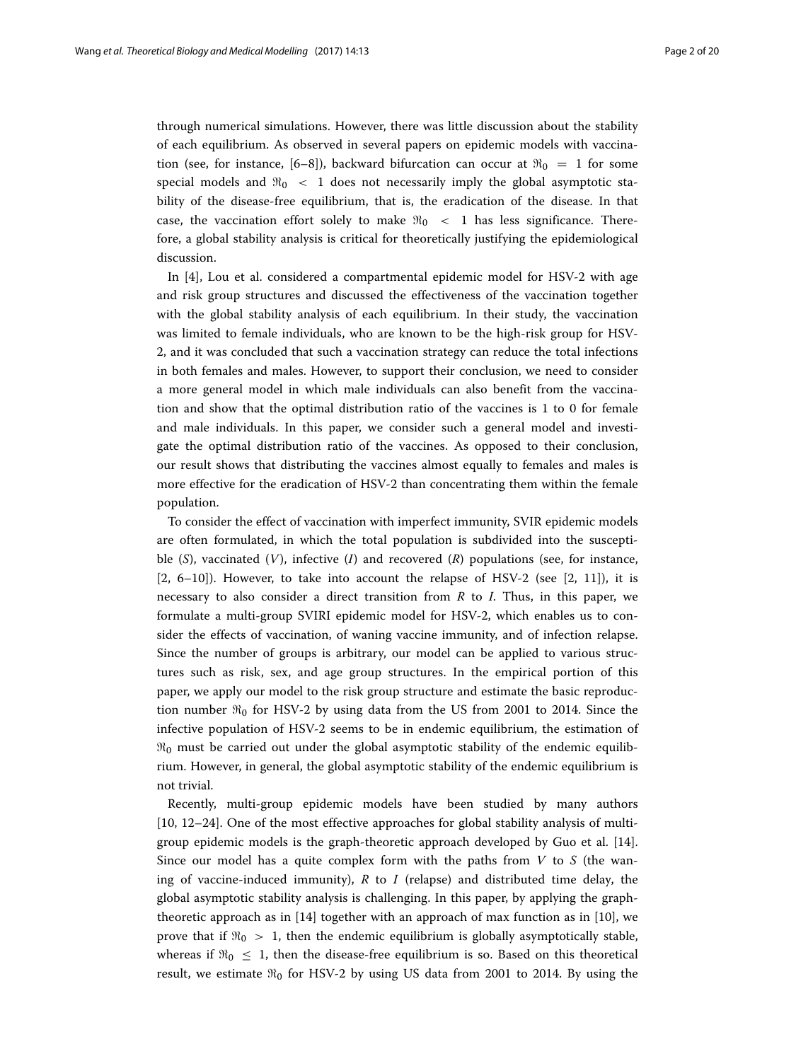through numerical simulations. However, there was little discussion about the stability of each equilibrium. As observed in several papers on epidemic models with vaccination (see, for instance, [6–8]), backward bifurcation can occur at $\Re_0 = 1$ for some special models and $\Re_0 < 1$ does not necessarily imply the global asymptotic stability of the disease-free equilibrium, that is, the eradication of the disease. In that case, the vaccination effort solely to make $\Re_0 < 1$ has less significance. Therefore, a global stability analysis is critical for theoretically justifying the epidemiological discussion.

In [4], Lou et al. considered a compartmental epidemic model for HSV-2 with age and risk group structures and discussed the effectiveness of the vaccination together with the global stability analysis of each equilibrium. In their study, the vaccination was limited to female individuals, who are known to be the high-risk group for HSV-2, and it was concluded that such a vaccination strategy can reduce the total infections in both females and males. However, to support their conclusion, we need to consider a more general model in which male individuals can also benefit from the vaccination and show that the optimal distribution ratio of the vaccines is 1 to 0 for female and male individuals. In this paper, we consider such a general model and investigate the optimal distribution ratio of the vaccines. As opposed to their conclusion, our result shows that distributing the vaccines almost equally to females and males is more effective for the eradication of HSV-2 than concentrating them within the female population.

To consider the effect of vaccination with imperfect immunity, SVIR epidemic models are often formulated, in which the total population is subdivided into the susceptible ($S$), vaccinated ($V$), infective ($I$) and recovered ($R$) populations (see, for instance, [2, 6–10]). However, to take into account the relapse of HSV-2 (see [2, 11]), it is necessary to also consider a direct transition from $R$ to $I$. Thus, in this paper, we formulate a multi-group SVIRI epidemic model for HSV-2, which enables us to consider the effects of vaccination, of waning vaccine immunity, and of infection relapse. Since the number of groups is arbitrary, our model can be applied to various structures such as risk, sex, and age group structures. In the empirical portion of this paper, we apply our model to the risk group structure and estimate the basic reproduction number $\Re_0$ for HSV-2 by using data from the US from 2001 to 2014. Since the infective population of HSV-2 seems to be in endemic equilibrium, the estimation of $\Re_0$ must be carried out under the global asymptotic stability of the endemic equilibrium. However, in general, the global asymptotic stability of the endemic equilibrium is not trivial.

Recently, multi-group epidemic models have been studied by many authors [10, 12–24]. One of the most effective approaches for global stability analysis of multi-group epidemic models is the graph-theoretic approach developed by Guo et al. [14]. Since our model has a quite complex form with the paths from $V$ to $S$ (the waning of vaccine-induced immunity), $R$ to $I$ (relapse) and distributed time delay, the global asymptotic stability analysis is challenging. In this paper, by applying the graph-theoretic approach as in [14] together with an approach of max function as in [10], we prove that if $\Re_0 > 1$, then the endemic equilibrium is globally asymptotically stable, whereas if $\Re_0 \leq 1$, then the disease-free equilibrium is so. Based on this theoretical result, we estimate $\Re_0$ for HSV-2 by using US data from 2001 to 2014. By using the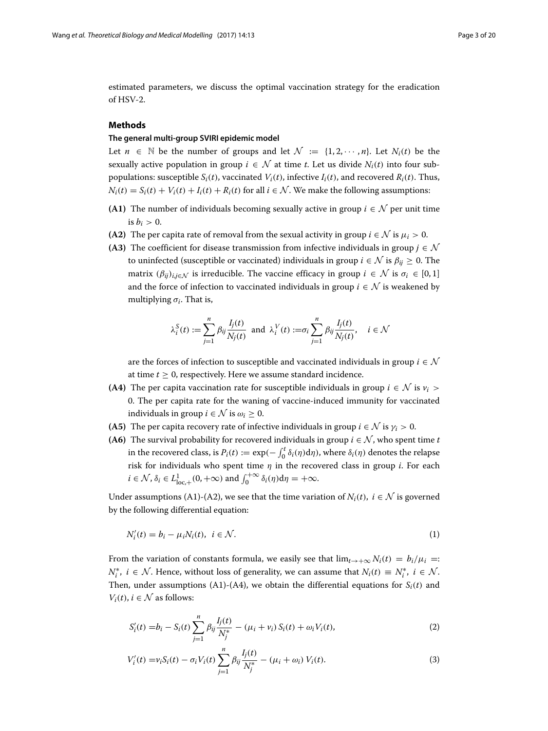estimated parameters, we discuss the optimal vaccination strategy for the eradication of HSV-2.

## Methods

### The general multi-group SVIRI epidemic model

Let $n \in \mathbb{N}$ be the number of groups and let $\mathcal{N} := \{1, 2, \cdots, n\}$. Let $N_i(t)$ be the sexually active population in group $i \in \mathcal{N}$ at time $t$. Let us divide $N_i(t)$ into four sub-populations: susceptible $S_i(t)$, vaccinated $V_i(t)$, infective $I_i(t)$, and recovered $R_i(t)$. Thus, $N_i(t) = S_i(t) + V_i(t) + I_i(t) + R_i(t)$ for all $i \in \mathcal{N}$. We make the following assumptions:

- **(A1)** The number of individuals becoming sexually active in group $i \in \mathcal{N}$ per unit time is $b_i > 0$.
- **(A2)** The per capita rate of removal from the sexual activity in group $i \in \mathcal{N}$ is $\mu_i > 0$.
- **(A3)** The coefficient for disease transmission from infective individuals in group $j \in \mathcal{N}$ to uninfected (susceptible or vaccinated) individuals in group $i \in \mathcal{N}$ is $\beta_{ij} \geq 0$. The matrix $(\beta_{ij})_{i,j\in\mathcal{N}}$ is irreducible. The vaccine efficacy in group $i \in \mathcal{N}$ is $\sigma_i \in [0, 1]$ and the force of infection to vaccinated individuals in group $i \in \mathcal{N}$ is weakened by multiplying $\sigma_i$. That is,

$$\lambda_i^S(t) := \sum_{j=1}^{n} \beta_{ij} \frac{I_j(t)}{N_j(t)} \;\text{ and }\; \lambda_i^V(t) := \sigma_i \sum_{j=1}^{n} \beta_{ij} \frac{I_j(t)}{N_j(t)}, \quad i \in \mathcal{N}$$

  are the forces of infection to susceptible and vaccinated individuals in group $i \in \mathcal{N}$ at time $t \geq 0$, respectively. Here we assume standard incidence.
- **(A4)** The per capita vaccination rate for susceptible individuals in group $i \in \mathcal{N}$ is $\nu_i > 0$. The per capita rate for the waning of vaccine-induced immunity for vaccinated individuals in group $i \in \mathcal{N}$ is $\omega_i \geq 0$.
- **(A5)** The per capita recovery rate of infective individuals in group $i \in \mathcal{N}$ is $\gamma_i > 0$.
- **(A6)** The survival probability for recovered individuals in group $i \in \mathcal{N}$, who spent time $t$ in the recovered class, is $P_i(t) := \exp(-\int_0^t \delta_i(\eta)\mathrm{d}\eta)$, where $\delta_i(\eta)$ denotes the relapse risk for individuals who spent time $\eta$ in the recovered class in group $i$. For each $i \in \mathcal{N}$, $\delta_i \in L^1_{\mathrm{loc},+}(0, +\infty)$ and $\int_0^{+\infty} \delta_i(\eta)\mathrm{d}\eta = +\infty$.

Under assumptions (A1)-(A2), we see that the time variation of $N_i(t)$, $i \in \mathcal{N}$ is governed by the following differential equation:

$$N_i'(t) = b_i - \mu_i N_i(t), \;\; i \in \mathcal{N}. \tag{1}$$

From the variation of constants formula, we easily see that $\lim_{t\to+\infty} N_i(t) = b_i/\mu_i =: N_i^*$, $i \in \mathcal{N}$. Hence, without loss of generality, we can assume that $N_i(t) \equiv N_i^*$, $i \in \mathcal{N}$. Then, under assumptions (A1)-(A4), we obtain the differential equations for $S_i(t)$ and $V_i(t)$, $i \in \mathcal{N}$ as follows:

$$S_i'(t) = b_i - S_i(t) \sum_{j=1}^{n} \beta_{ij} \frac{I_j(t)}{N_j^*} - (\mu_i + \nu_i)\, S_i(t) + \omega_i V_i(t), \tag{2}$$

$$V_i'(t) = \nu_i S_i(t) - \sigma_i V_i(t) \sum_{j=1}^{n} \beta_{ij} \frac{I_j(t)}{N_j^*} - (\mu_i + \omega_i)\, V_i(t). \tag{3}$$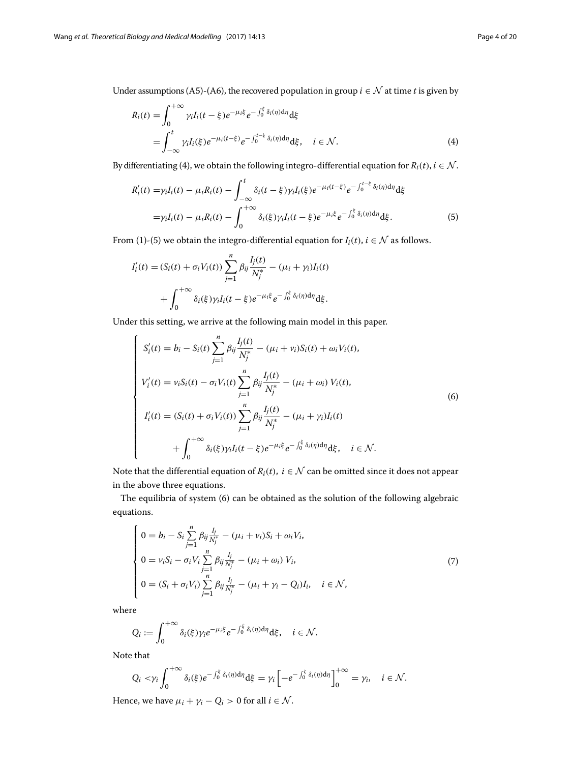Under assumptions (A5)-(A6), the recovered population in group $i \in \mathcal{N}$ at time $t$ is given by

$$
\begin{aligned}
R_i(t) &= \int_0^{+\infty} \gamma_i I_i(t-\xi) e^{-\mu_i \xi} e^{-\int_0^{\xi} \delta_i(\eta) \mathrm{d}\eta} \mathrm{d}\xi \\
&= \int_{-\infty}^{t} \gamma_i I_i(\xi) e^{-\mu_i (t-\xi)} e^{-\int_0^{t-\xi} \delta_i(\eta) \mathrm{d}\eta} \mathrm{d}\xi, \quad i \in \mathcal{N}.
\end{aligned} \tag{4}
$$

By differentiating (4), we obtain the following integro-differential equation for $R_i(t)$, $i \in \mathcal{N}$.

$$
\begin{aligned}
R_i'(t) =& \gamma_i I_i(t) - \mu_i R_i(t) - \int_{-\infty}^{t} \delta_i(t-\xi) \gamma_i I_i(\xi) e^{-\mu_i (t-\xi)} e^{-\int_0^{t-\xi} \delta_i(\eta) \mathrm{d}\eta} \mathrm{d}\xi \\
=& \gamma_i I_i(t) - \mu_i R_i(t) - \int_0^{+\infty} \delta_i(\xi) \gamma_i I_i(t-\xi) e^{-\mu_i \xi} e^{-\int_0^{\xi} \delta_i(\eta) \mathrm{d}\eta} \mathrm{d}\xi.
\end{aligned} \tag{5}
$$

From (1)-(5) we obtain the integro-differential equation for $I_i(t)$, $i \in \mathcal{N}$ as follows.

$$
\begin{aligned}
I_i'(t) =& (S_i(t) + \sigma_i V_i(t)) \sum_{j=1}^{n} \beta_{ij} \frac{I_j(t)}{N_j^*} - (\mu_i + \gamma_i) I_i(t) \\
&+ \int_0^{+\infty} \delta_i(\xi) \gamma_i I_i(t-\xi) e^{-\mu_i \xi} e^{-\int_0^{\xi} \delta_i(\eta) \mathrm{d}\eta} \mathrm{d}\xi.
\end{aligned}
$$

Under this setting, we arrive at the following main model in this paper.

$$
\begin{cases}
S_i'(t) = b_i - S_i(t) \displaystyle\sum_{j=1}^{n} \beta_{ij} \frac{I_j(t)}{N_j^*} - (\mu_i + \nu_i) S_i(t) + \omega_i V_i(t), \\
V_i'(t) = \nu_i S_i(t) - \sigma_i V_i(t) \displaystyle\sum_{j=1}^{n} \beta_{ij} \frac{I_j(t)}{N_j^*} - (\mu_i + \omega_i) V_i(t), \\
I_i'(t) = (S_i(t) + \sigma_i V_i(t)) \displaystyle\sum_{j=1}^{n} \beta_{ij} \frac{I_j(t)}{N_j^*} - (\mu_i + \gamma_i) I_i(t) \\
\qquad\quad + \displaystyle\int_0^{+\infty} \delta_i(\xi) \gamma_i I_i(t-\xi) e^{-\mu_i \xi} e^{-\int_0^{\xi} \delta_i(\eta) \mathrm{d}\eta} \mathrm{d}\xi, \quad i \in \mathcal{N}.
\end{cases} \tag{6}
$$

Note that the differential equation of $R_i(t)$, $i \in \mathcal{N}$ can be omitted since it does not appear in the above three equations.

The equilibria of system (6) can be obtained as the solution of the following algebraic equations.

$$
\begin{cases}
0 = b_i - S_i \sum_{j=1}^{n} \beta_{ij} \frac{I_j}{N_j^*} - (\mu_i + \nu_i) S_i + \omega_i V_i, \\
0 = \nu_i S_i - \sigma_i V_i \sum_{j=1}^{n} \beta_{ij} \frac{I_j}{N_j^*} - (\mu_i + \omega_i) V_i, \\
0 = (S_i + \sigma_i V_i) \sum_{j=1}^{n} \beta_{ij} \frac{I_j}{N_j^*} - (\mu_i + \gamma_i - Q_i) I_i, \quad i \in \mathcal{N},
\end{cases} \tag{7}
$$

where

$$
Q_i := \int_0^{+\infty} \delta_i(\xi) \gamma_i e^{-\mu_i \xi} e^{-\int_0^{\xi} \delta_i(\eta) \mathrm{d}\eta} \mathrm{d}\xi, \quad i \in \mathcal{N}.
$$

Note that

$$
Q_i < \gamma_i \int_0^{+\infty} \delta_i(\xi) e^{-\int_0^{\xi} \delta_i(\eta) \mathrm{d}\eta} \mathrm{d}\xi = \gamma_i \left[ -e^{-\int_0^{\xi} \delta_i(\eta) \mathrm{d}\eta} \right]_0^{+\infty} = \gamma_i, \quad i \in \mathcal{N}.
$$

Hence, we have $\mu_i + \gamma_i - Q_i > 0$ for all $i \in \mathcal{N}$.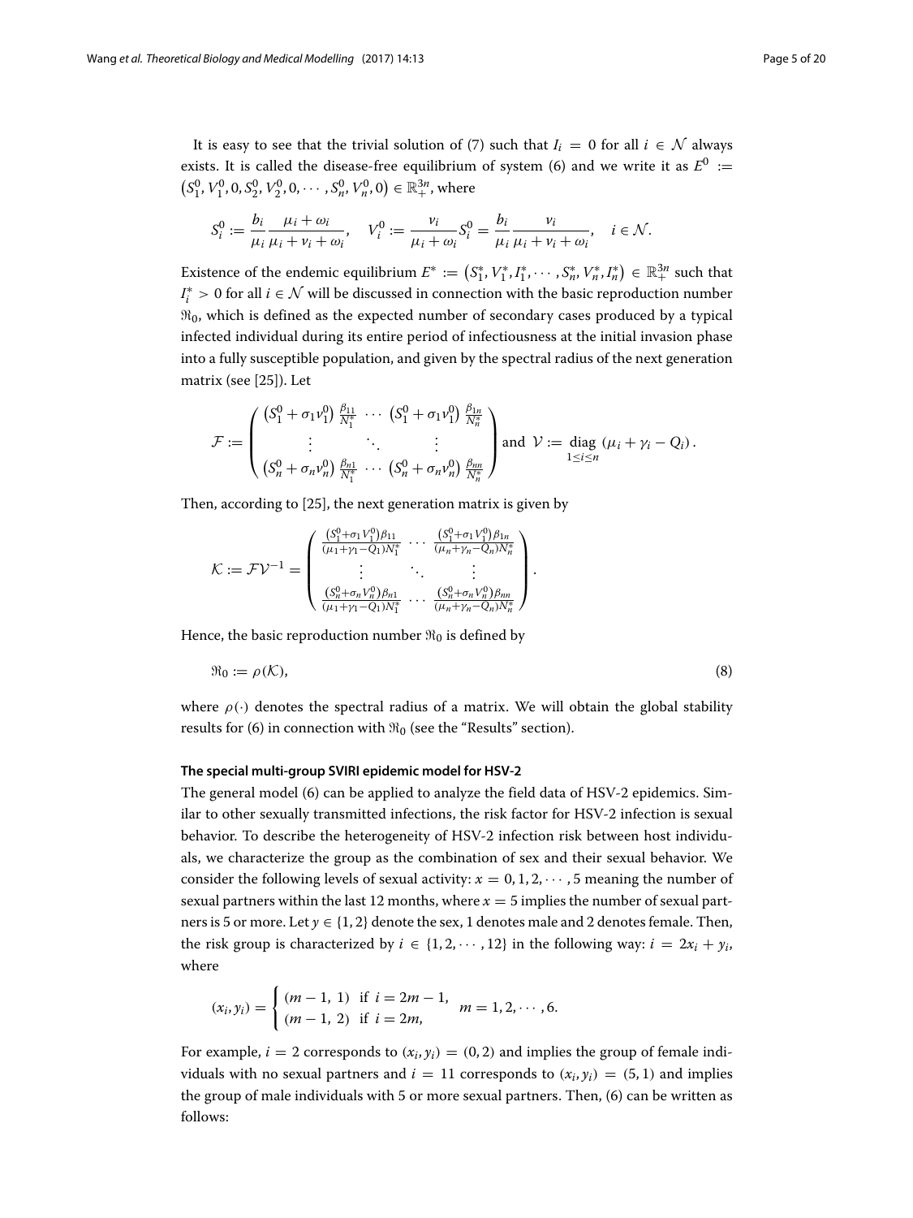It is easy to see that the trivial solution of (7) such that $I_i = 0$ for all $i \in \mathcal{N}$ always exists. It is called the disease-free equilibrium of system (6) and we write it as $E^0 := \left(S_1^0, V_1^0, 0, S_2^0, V_2^0, 0, \cdots, S_n^0, V_n^0, 0\right) \in \mathbb{R}_+^{3n}$, where

$$S_i^0 := \frac{b_i}{\mu_i} \frac{\mu_i + \omega_i}{\mu_i + \nu_i + \omega_i}, \quad V_i^0 := \frac{\nu_i}{\mu_i + \omega_i} S_i^0 = \frac{b_i}{\mu_i} \frac{\nu_i}{\mu_i + \nu_i + \omega_i}, \quad i \in \mathcal{N}.$$

Existence of the endemic equilibrium $E^* := \left(S_1^*, V_1^*, I_1^*, \cdots, S_n^*, V_n^*, I_n^*\right) \in \mathbb{R}_+^{3n}$ such that $I_i^* > 0$ for all $i \in \mathcal{N}$ will be discussed in connection with the basic reproduction number $\Re_0$, which is defined as the expected number of secondary cases produced by a typical infected individual during its entire period of infectiousness at the initial invasion phase into a fully susceptible population, and given by the spectral radius of the next generation matrix (see [25]). Let

$$\mathcal{F} := \begin{pmatrix} \left(S_1^0 + \sigma_1 \nu_1^0\right) \frac{\beta_{11}}{N_1^*} & \cdots & \left(S_1^0 + \sigma_1 \nu_1^0\right) \frac{\beta_{1n}}{N_n^*} \\ \vdots & \ddots & \vdots \\ \left(S_n^0 + \sigma_n \nu_n^0\right) \frac{\beta_{n1}}{N_1^*} & \cdots & \left(S_n^0 + \sigma_n \nu_n^0\right) \frac{\beta_{nn}}{N_n^*} \end{pmatrix} \text{ and } \mathcal{V} := \operatorname*{diag}_{1 \le i \le n} \left(\mu_i + \gamma_i - Q_i\right).$$

Then, according to [25], the next generation matrix is given by

$$\mathcal{K} := \mathcal{F}\mathcal{V}^{-1} = \begin{pmatrix} \frac{\left(S_1^0 + \sigma_1 V_1^0\right)\beta_{11}}{(\mu_1 + \gamma_1 - Q_1)N_1^*} & \cdots & \frac{\left(S_1^0 + \sigma_1 V_1^0\right)\beta_{1n}}{(\mu_n + \gamma_n - Q_n)N_n^*} \\ \vdots & \ddots & \vdots \\ \frac{\left(S_n^0 + \sigma_n V_n^0\right)\beta_{n1}}{(\mu_1 + \gamma_1 - Q_1)N_1^*} & \cdots & \frac{\left(S_n^0 + \sigma_n V_n^0\right)\beta_{nn}}{(\mu_n + \gamma_n - Q_n)N_n^*} \end{pmatrix}.$$

Hence, the basic reproduction number $\Re_0$ is defined by

$$\Re_0 := \rho(\mathcal{K}), \tag{8}$$

where $\rho(\cdot)$ denotes the spectral radius of a matrix. We will obtain the global stability results for (6) in connection with $\Re_0$ (see the "Results" section).

#### The special multi-group SVIRI epidemic model for HSV-2

The general model (6) can be applied to analyze the field data of HSV-2 epidemics. Similar to other sexually transmitted infections, the risk factor for HSV-2 infection is sexual behavior. To describe the heterogeneity of HSV-2 infection risk between host individuals, we characterize the group as the combination of sex and their sexual behavior. We consider the following levels of sexual activity: $x = 0, 1, 2, \cdots, 5$ meaning the number of sexual partners within the last 12 months, where $x = 5$ implies the number of sexual partners is 5 or more. Let $y \in \{1, 2\}$ denote the sex, 1 denotes male and 2 denotes female. Then, the risk group is characterized by $i \in \{1, 2, \cdots, 12\}$ in the following way: $i = 2x_i + y_i$, where

$$(x_i, y_i) = \begin{cases} (m-1,\ 1) & \text{if } i = 2m-1, \\ (m-1,\ 2) & \text{if } i = 2m, \end{cases} \quad m = 1, 2, \cdots, 6.$$

For example, $i = 2$ corresponds to $(x_i, y_i) = (0, 2)$ and implies the group of female individuals with no sexual partners and $i = 11$ corresponds to $(x_i, y_i) = (5, 1)$ and implies the group of male individuals with 5 or more sexual partners. Then, (6) can be written as follows: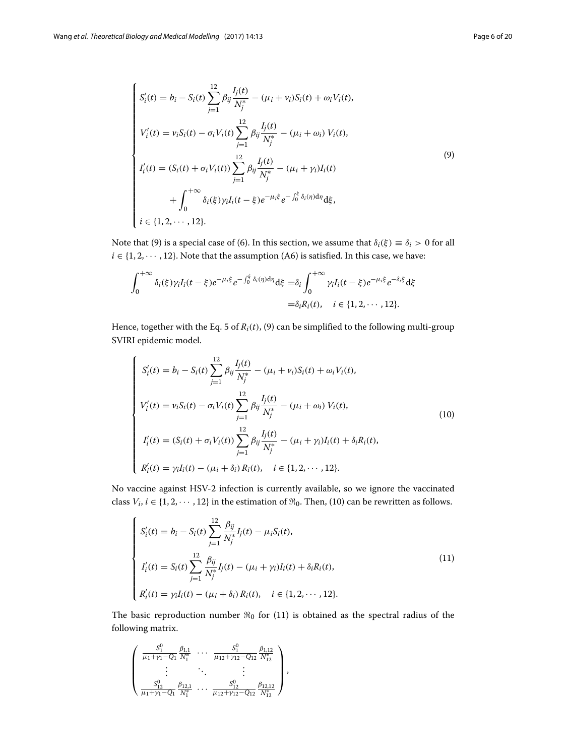$$
\begin{cases}
S_i'(t) = b_i - S_i(t) \displaystyle\sum_{j=1}^{12} \beta_{ij} \frac{I_j(t)}{N_j^*} - (\mu_i + \nu_i) S_i(t) + \omega_i V_i(t), \\
V_i'(t) = \nu_i S_i(t) - \sigma_i V_i(t) \displaystyle\sum_{j=1}^{12} \beta_{ij} \frac{I_j(t)}{N_j^*} - (\mu_i + \omega_i) V_i(t), \\
I_i'(t) = (S_i(t) + \sigma_i V_i(t)) \displaystyle\sum_{j=1}^{12} \beta_{ij} \frac{I_j(t)}{N_j^*} - (\mu_i + \gamma_i) I_i(t) \\
\qquad + \displaystyle\int_0^{+\infty} \delta_i(\xi) \gamma_i I_i(t-\xi) e^{-\mu_i \xi} e^{-\int_0^{\xi} \delta_i(\eta) \mathrm{d}\eta} \mathrm{d}\xi, \\
i \in \{1, 2, \cdots, 12\}.
\end{cases} \tag{9}
$$

Note that (9) is a special case of (6). In this section, we assume that $\delta_i(\xi) \equiv \delta_i > 0$ for all $i \in \{1, 2, \cdots, 12\}$. Note that the assumption (A6) is satisfied. In this case, we have:

$$
\begin{aligned}
\int_0^{+\infty} \delta_i(\xi) \gamma_i I_i(t-\xi) e^{-\mu_i \xi} e^{-\int_0^{\xi} \delta_i(\eta) \mathrm{d}\eta} \mathrm{d}\xi &= \delta_i \int_0^{+\infty} \gamma_i I_i(t-\xi) e^{-\mu_i \xi} e^{-\delta_i \xi} \mathrm{d}\xi \\
&= \delta_i R_i(t), \quad i \in \{1, 2, \cdots, 12\}.
\end{aligned}
$$

Hence, together with the Eq. 5 of $R_i(t)$, (9) can be simplified to the following multi-group SVIRI epidemic model.

$$
\begin{cases}
S_i'(t) = b_i - S_i(t) \displaystyle\sum_{j=1}^{12} \beta_{ij} \frac{I_j(t)}{N_j^*} - (\mu_i + \nu_i) S_i(t) + \omega_i V_i(t), \\
V_i'(t) = \nu_i S_i(t) - \sigma_i V_i(t) \displaystyle\sum_{j=1}^{12} \beta_{ij} \frac{I_j(t)}{N_j^*} - (\mu_i + \omega_i) V_i(t), \\
I_i'(t) = (S_i(t) + \sigma_i V_i(t)) \displaystyle\sum_{j=1}^{12} \beta_{ij} \frac{I_j(t)}{N_j^*} - (\mu_i + \gamma_i) I_i(t) + \delta_i R_i(t), \\
R_i'(t) = \gamma_i I_i(t) - (\mu_i + \delta_i) R_i(t), \quad i \in \{1, 2, \cdots, 12\}.
\end{cases} \tag{10}
$$

No vaccine against HSV-2 infection is currently available, so we ignore the vaccinated class $V_i$, $i \in \{1, 2, \cdots, 12\}$ in the estimation of $\Re_0$. Then, (10) can be rewritten as follows.

$$
\begin{cases}
S_i'(t) = b_i - S_i(t) \displaystyle\sum_{j=1}^{12} \frac{\beta_{ij}}{N_j^*} I_j(t) - \mu_i S_i(t), \\
I_i'(t) = S_i(t) \displaystyle\sum_{j=1}^{12} \frac{\beta_{ij}}{N_j^*} I_j(t) - (\mu_i + \gamma_i) I_i(t) + \delta_i R_i(t), \\
R_i'(t) = \gamma_i I_i(t) - (\mu_i + \delta_i) R_i(t), \quad i \in \{1, 2, \cdots, 12\}.
\end{cases} \tag{11}
$$

The basic reproduction number $\Re_0$ for (11) is obtained as the spectral radius of the following matrix.

$$
\begin{pmatrix}
\frac{S_1^0}{\mu_1 + \gamma_1 - Q_1} \frac{\beta_{1,1}}{N_1^*} & \cdots & \frac{S_1^0}{\mu_{12} + \gamma_{12} - Q_{12}} \frac{\beta_{1,12}}{N_{12}^*} \\
\vdots & \ddots & \vdots \\
\frac{S_{12}^0}{\mu_1 + \gamma_1 - Q_1} \frac{\beta_{12,1}}{N_1^*} & \cdots & \frac{S_{12}^0}{\mu_{12} + \gamma_{12} - Q_{12}} \frac{\beta_{12,12}}{N_{12}^*}
\end{pmatrix},
$$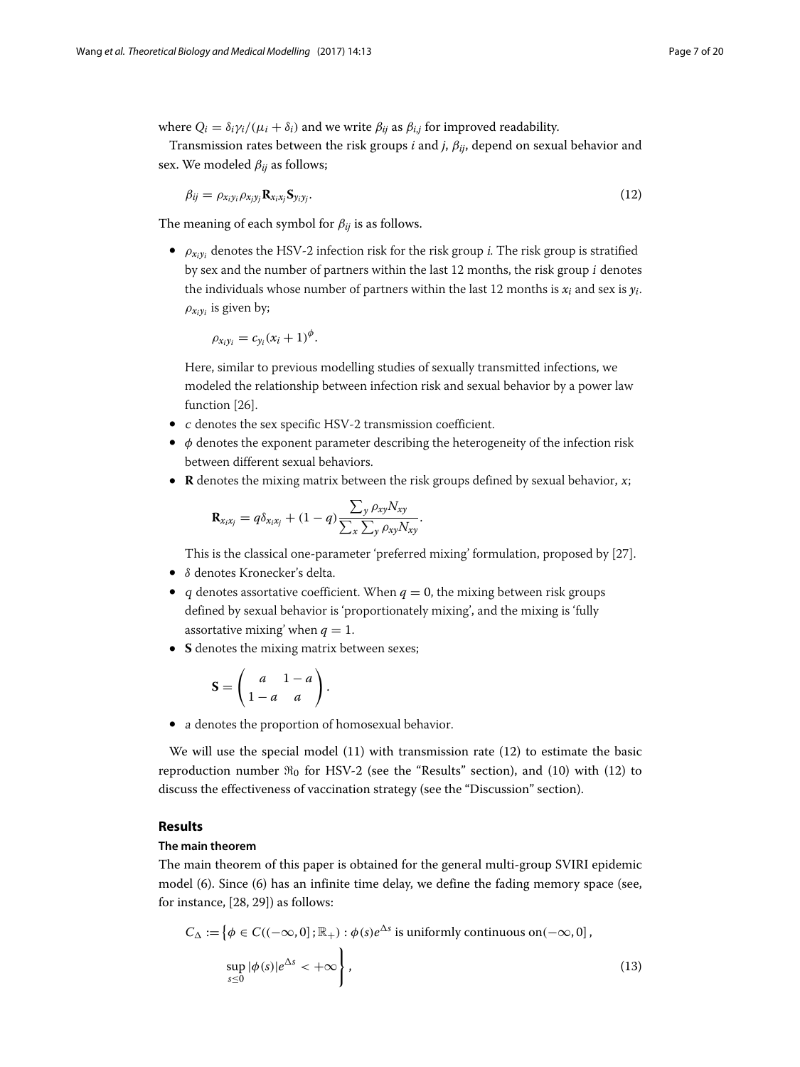where $Q_i = \delta_i\gamma_i/(\mu_i + \delta_i)$ and we write $\beta_{ij}$ as $\beta_{i,j}$ for improved readability.

Transmission rates between the risk groups $i$ and $j$, $\beta_{ij}$, depend on sexual behavior and sex. We modeled $\beta_{ij}$ as follows;

$$\beta_{ij} = \rho_{x_iy_i}\rho_{x_jy_j}\mathbf{R}_{x_ix_j}\mathbf{S}_{y_iy_j}. \tag{12}$$

The meaning of each symbol for $\beta_{ij}$ is as follows.

- $\rho_{x_iy_i}$ denotes the HSV-2 infection risk for the risk group $i$. The risk group is stratified by sex and the number of partners within the last 12 months, the risk group $i$ denotes the individuals whose number of partners within the last 12 months is $x_i$ and sex is $y_i$. $\rho_{x_iy_i}$ is given by;

  $$\rho_{x_iy_i} = c_{y_i}(x_i + 1)^{\phi}.$$

  Here, similar to previous modelling studies of sexually transmitted infections, we modeled the relationship between infection risk and sexual behavior by a power law function [26].
- $c$ denotes the sex specific HSV-2 transmission coefficient.
- $\phi$ denotes the exponent parameter describing the heterogeneity of the infection risk between different sexual behaviors.
- $\mathbf{R}$ denotes the mixing matrix between the risk groups defined by sexual behavior, $x$;

  $$\mathbf{R}_{x_ix_j} = q\delta_{x_ix_j} + (1-q)\frac{\sum_y \rho_{xy}N_{xy}}{\sum_x \sum_y \rho_{xy}N_{xy}}.$$

  This is the classical one-parameter 'preferred mixing' formulation, proposed by [27].
- $\delta$ denotes Kronecker's delta.
- $q$ denotes assortative coefficient. When $q = 0$, the mixing between risk groups defined by sexual behavior is 'proportionately mixing', and the mixing is 'fully assortative mixing' when $q = 1$.
- $\mathbf{S}$ denotes the mixing matrix between sexes;

  $$\mathbf{S} = \begin{pmatrix} a & 1-a \\ 1-a & a \end{pmatrix}.$$

- $a$ denotes the proportion of homosexual behavior.

We will use the special model (11) with transmission rate (12) to estimate the basic reproduction number $\Re_0$ for HSV-2 (see the "Results" section), and (10) with (12) to discuss the effectiveness of vaccination strategy (see the "Discussion" section).

## Results

### The main theorem

The main theorem of this paper is obtained for the general multi-group SVIRI epidemic model (6). Since (6) has an infinite time delay, we define the fading memory space (see, for instance, [28, 29]) as follows:

$$C_\Delta := \left\{\phi \in C((-\infty, 0]\,; \mathbb{R}_+) : \phi(s)e^{\Delta s} \text{ is uniformly continuous on}(-\infty, 0]\,, \right.$$
$$\left. \sup_{s\le 0} |\phi(s)|e^{\Delta s} < +\infty \right\}, \tag{13}$$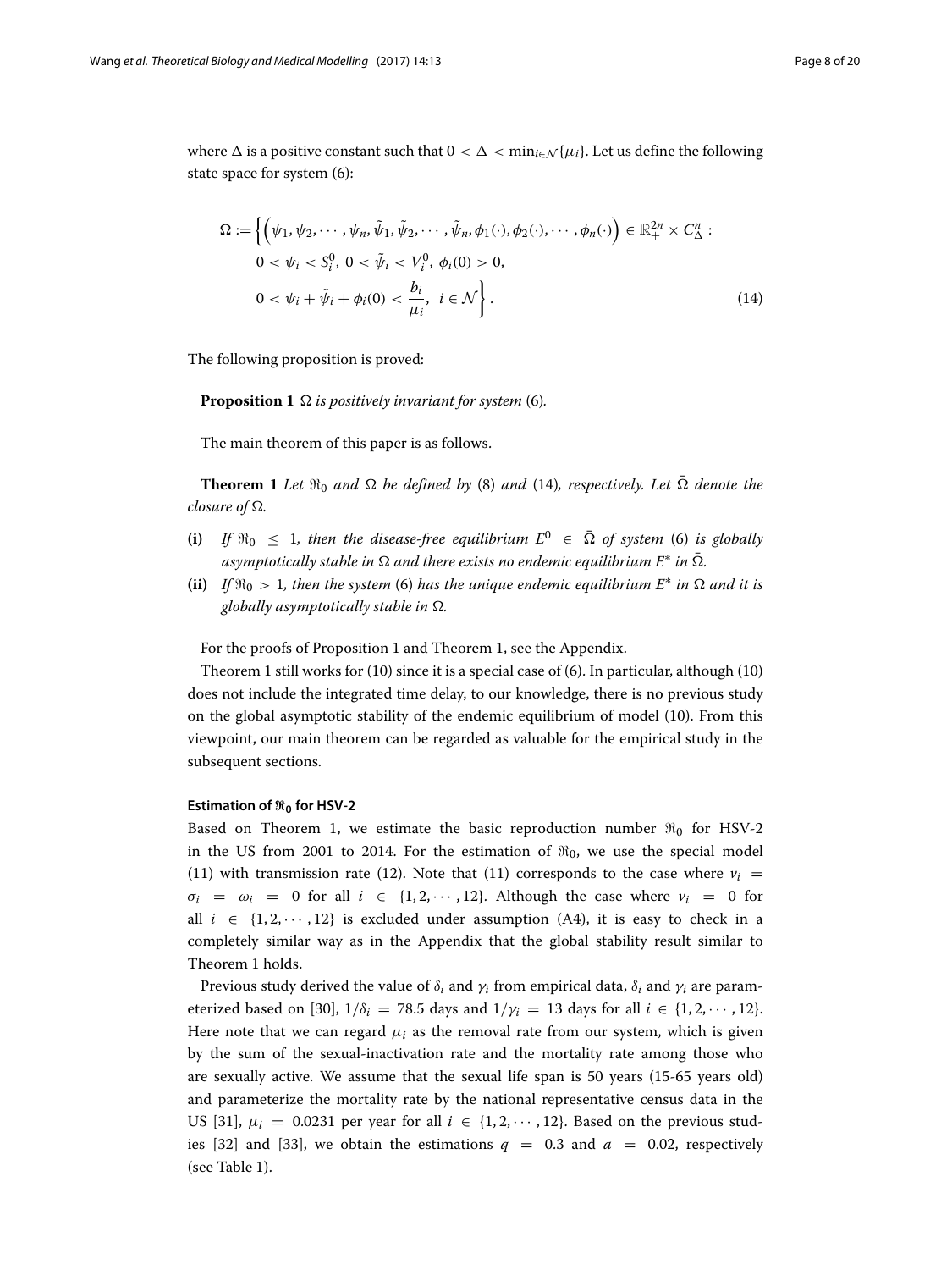where $\Delta$ is a positive constant such that $0 < \Delta < \min_{i \in \mathcal{N}}\{\mu_i\}$. Let us define the following state space for system (6):

$$
\begin{aligned}
\Omega := \Big\{ &\Big(\psi_1, \psi_2, \cdots, \psi_n, \tilde{\psi}_1, \tilde{\psi}_2, \cdots, \tilde{\psi}_n, \phi_1(\cdot), \phi_2(\cdot), \cdots, \phi_n(\cdot)\Big) \in \mathbb{R}_+^{2n} \times C_\Delta^n : \\
&0 < \psi_i < S_i^0,\ 0 < \tilde{\psi}_i < V_i^0,\ \phi_i(0) > 0, \\
&0 < \psi_i + \tilde{\psi}_i + \phi_i(0) < \frac{b_i}{\mu_i},\ i \in \mathcal{N} \Big\}.
\end{aligned} \tag{14}
$$

The following proposition is proved:

**Proposition 1** *$\Omega$ is positively invariant for system* (6)*.*

The main theorem of this paper is as follows.

**Theorem 1** *Let $\Re_0$ and $\Omega$ be defined by* (8) *and* (14)*, respectively. Let $\bar{\Omega}$ denote the closure of $\Omega$.*

**(i)** *If $\Re_0 \leq 1$, then the disease-free equilibrium $E^0 \in \bar{\Omega}$ of system* (6) *is globally asymptotically stable in $\Omega$ and there exists no endemic equilibrium $E^*$ in $\bar{\Omega}$.*

**(ii)** *If $\Re_0 > 1$, then the system* (6) *has the unique endemic equilibrium $E^*$ in $\Omega$ and it is globally asymptotically stable in $\Omega$.*

For the proofs of Proposition 1 and Theorem 1, see the Appendix.

Theorem 1 still works for (10) since it is a special case of (6). In particular, although (10) does not include the integrated time delay, to our knowledge, there is no previous study on the global asymptotic stability of the endemic equilibrium of model (10). From this viewpoint, our main theorem can be regarded as valuable for the empirical study in the subsequent sections.

#### Estimation of $\Re_0$ for HSV-2

Based on Theorem 1, we estimate the basic reproduction number $\Re_0$ for HSV-2 in the US from 2001 to 2014. For the estimation of $\Re_0$, we use the special model (11) with transmission rate (12). Note that (11) corresponds to the case where $\nu_i = \sigma_i = \omega_i = 0$ for all $i \in \{1, 2, \cdots, 12\}$. Although the case where $\nu_i = 0$ for all $i \in \{1, 2, \cdots, 12\}$ is excluded under assumption (A4), it is easy to check in a completely similar way as in the Appendix that the global stability result similar to Theorem 1 holds.

Previous study derived the value of $\delta_i$ and $\gamma_i$ from empirical data, $\delta_i$ and $\gamma_i$ are parameterized based on [30], $1/\delta_i = 78.5$ days and $1/\gamma_i = 13$ days for all $i \in \{1, 2, \cdots, 12\}$. Here note that we can regard $\mu_i$ as the removal rate from our system, which is given by the sum of the sexual-inactivation rate and the mortality rate among those who are sexually active. We assume that the sexual life span is 50 years (15-65 years old) and parameterize the mortality rate by the national representative census data in the US [31], $\mu_i = 0.0231$ per year for all $i \in \{1, 2, \cdots, 12\}$. Based on the previous studies [32] and [33], we obtain the estimations $q = 0.3$ and $a = 0.02$, respectively (see Table 1).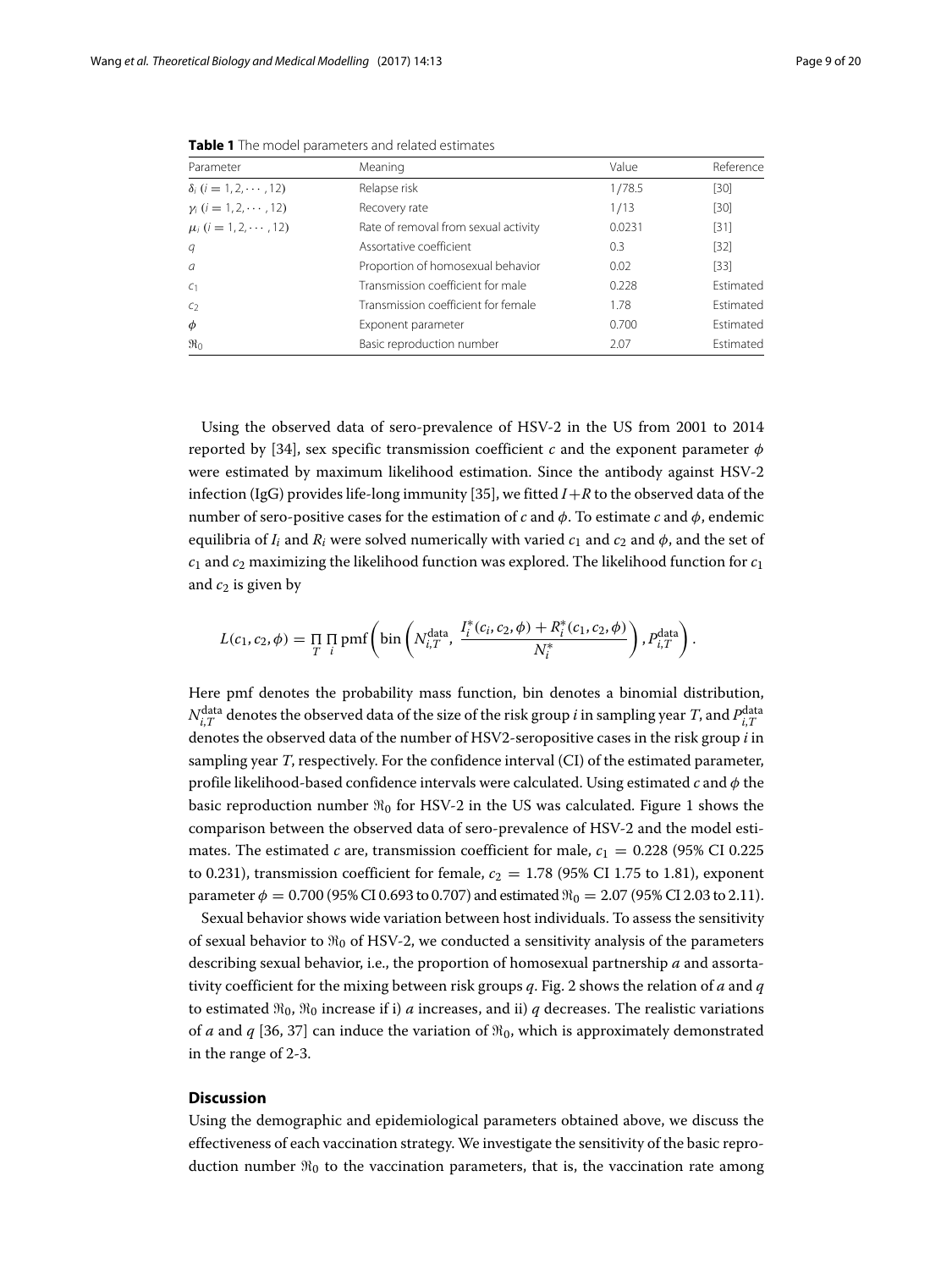**Table 1** The model parameters and related estimates

| Parameter | Meaning | Value | Reference |
|---|---|---|---|
| $\delta_i$ ($i = 1, 2, \cdots, 12$) | Relapse risk | 1/78.5 | [30] |
| $\gamma_i$ ($i = 1, 2, \cdots, 12$) | Recovery rate | 1/13 | [30] |
| $\mu_i$ ($i = 1, 2, \cdots, 12$) | Rate of removal from sexual activity | 0.0231 | [31] |
| $q$ | Assortative coefficient | 0.3 | [32] |
| $a$ | Proportion of homosexual behavior | 0.02 | [33] |
| $c_1$ | Transmission coefficient for male | 0.228 | Estimated |
| $c_2$ | Transmission coefficient for female | 1.78 | Estimated |
| $\phi$ | Exponent parameter | 0.700 | Estimated |
| $\Re_0$ | Basic reproduction number | 2.07 | Estimated |

Using the observed data of sero-prevalence of HSV-2 in the US from 2001 to 2014 reported by [34], sex specific transmission coefficient $c$ and the exponent parameter $\phi$ were estimated by maximum likelihood estimation. Since the antibody against HSV-2 infection (IgG) provides life-long immunity [35], we fitted $I+R$ to the observed data of the number of sero-positive cases for the estimation of $c$ and $\phi$. To estimate $c$ and $\phi$, endemic equilibria of $I_i$ and $R_i$ were solved numerically with varied $c_1$ and $c_2$ and $\phi$, and the set of $c_1$ and $c_2$ maximizing the likelihood function was explored. The likelihood function for $c_1$ and $c_2$ is given by

$$L(c_1, c_2, \phi) = \prod_{T} \prod_{i} \mathrm{pmf}\left( \mathrm{bin}\left( N_{i,T}^{\mathrm{data}}, \ \frac{I_i^*(c_i, c_2, \phi) + R_i^*(c_1, c_2, \phi)}{N_i^*} \right), P_{i,T}^{\mathrm{data}} \right).$$

Here pmf denotes the probability mass function, bin denotes a binomial distribution, $N_{i,T}^{\mathrm{data}}$ denotes the observed data of the size of the risk group $i$ in sampling year $T$, and $P_{i,T}^{\mathrm{data}}$ denotes the observed data of the number of HSV2-seropositive cases in the risk group $i$ in sampling year $T$, respectively. For the confidence interval (CI) of the estimated parameter, profile likelihood-based confidence intervals were calculated. Using estimated $c$ and $\phi$ the basic reproduction number $\Re_0$ for HSV-2 in the US was calculated. Figure 1 shows the comparison between the observed data of sero-prevalence of HSV-2 and the model estimates. The estimated $c$ are, transmission coefficient for male, $c_1 = 0.228$ (95% CI 0.225 to 0.231), transmission coefficient for female, $c_2 = 1.78$ (95% CI 1.75 to 1.81), exponent parameter $\phi = 0.700$ (95% CI 0.693 to 0.707) and estimated $\Re_0 = 2.07$ (95% CI 2.03 to 2.11).

Sexual behavior shows wide variation between host individuals. To assess the sensitivity of sexual behavior to $\Re_0$ of HSV-2, we conducted a sensitivity analysis of the parameters describing sexual behavior, i.e., the proportion of homosexual partnership $a$ and assortativity coefficient for the mixing between risk groups $q$. Fig. 2 shows the relation of $a$ and $q$ to estimated $\Re_0$, $\Re_0$ increase if i) $a$ increases, and ii) $q$ decreases. The realistic variations of $a$ and $q$ [36, 37] can induce the variation of $\Re_0$, which is approximately demonstrated in the range of 2-3.

## Discussion

Using the demographic and epidemiological parameters obtained above, we discuss the effectiveness of each vaccination strategy. We investigate the sensitivity of the basic reproduction number $\Re_0$ to the vaccination parameters, that is, the vaccination rate among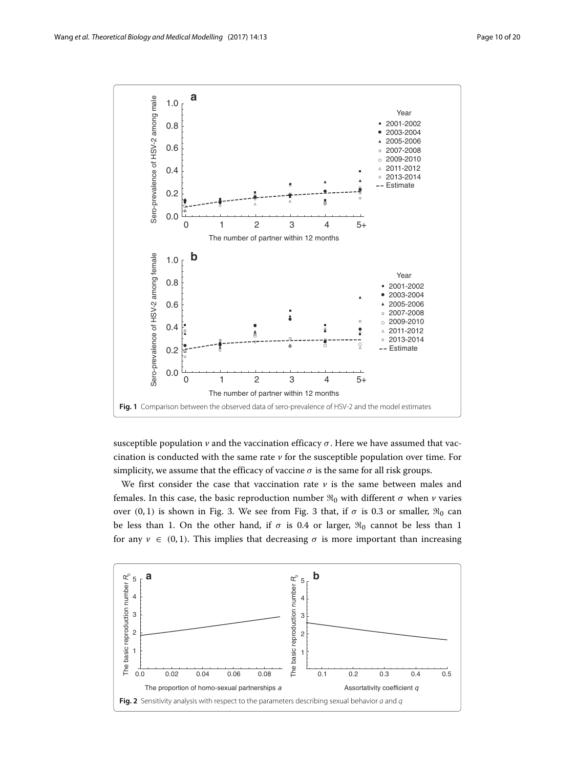Fig. 1 Comparison between the observed data of sero-prevalence of HSV-2 and the model estimates

susceptible population $\nu$ and the vaccination efficacy $\sigma$. Here we have assumed that vaccination is conducted with the same rate $\nu$ for the susceptible population over time. For simplicity, we assume that the efficacy of vaccine $\sigma$ is the same for all risk groups.

We first consider the case that vaccination rate $\nu$ is the same between males and females. In this case, the basic reproduction number $\Re_0$ with different $\sigma$ when $\nu$ varies over $(0, 1)$ is shown in Fig. 3. We see from Fig. 3 that, if $\sigma$ is 0.3 or smaller, $\Re_0$ can be less than 1. On the other hand, if $\sigma$ is 0.4 or larger, $\Re_0$ cannot be less than 1 for any $\nu \in (0, 1)$. This implies that decreasing $\sigma$ is more important than increasing

Fig. 2 Sensitivity analysis with respect to the parameters describing sexual behavior $a$ and $q$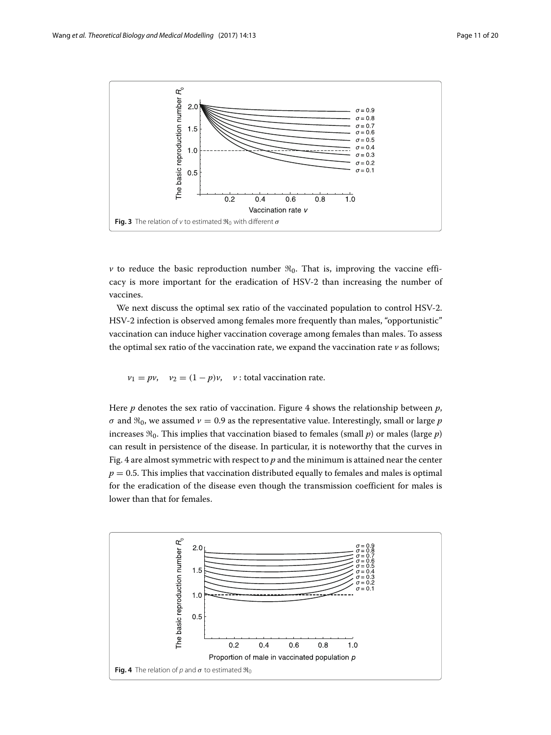**Fig. 3** The relation of $v$ to estimated $\Re_0$ with different $\sigma$

$v$ to reduce the basic reproduction number $\Re_0$. That is, improving the vaccine efficacy is more important for the eradication of HSV-2 than increasing the number of vaccines.

We next discuss the optimal sex ratio of the vaccinated population to control HSV-2. HSV-2 infection is observed among females more frequently than males, "opportunistic" vaccination can induce higher vaccination coverage among females than males. To assess the optimal sex ratio of the vaccination rate, we expand the vaccination rate $v$ as follows;

$$v_1 = pv, \quad v_2 = (1-p)v, \quad v : \text{total vaccination rate.}$$

Here $p$ denotes the sex ratio of vaccination. Figure 4 shows the relationship between $p$, $\sigma$ and $\Re_0$, we assumed $v = 0.9$ as the representative value. Interestingly, small or large $p$ increases $\Re_0$. This implies that vaccination biased to females (small $p$) or males (large $p$) can result in persistence of the disease. In particular, it is noteworthy that the curves in Fig. 4 are almost symmetric with respect to $p$ and the minimum is attained near the center $p = 0.5$. This implies that vaccination distributed equally to females and males is optimal for the eradication of the disease even though the transmission coefficient for males is lower than that for females.

**Fig. 4** The relation of $p$ and $\sigma$ to estimated $\Re_0$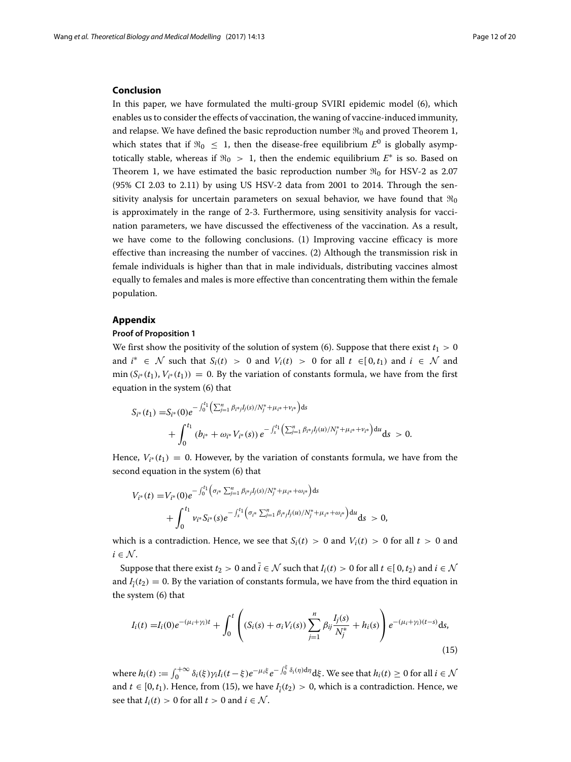## Conclusion

In this paper, we have formulated the multi-group SVIRI epidemic model (6), which enables us to consider the effects of vaccination, the waning of vaccine-induced immunity, and relapse. We have defined the basic reproduction number $\Re_0$ and proved Theorem 1, which states that if $\Re_0 \leq 1$, then the disease-free equilibrium $E^0$ is globally asymptotically stable, whereas if $\Re_0 > 1$, then the endemic equilibrium $E^*$ is so. Based on Theorem 1, we have estimated the basic reproduction number $\Re_0$ for HSV-2 as 2.07 (95% CI 2.03 to 2.11) by using US HSV-2 data from 2001 to 2014. Through the sensitivity analysis for uncertain parameters on sexual behavior, we have found that $\Re_0$ is approximately in the range of 2-3. Furthermore, using sensitivity analysis for vaccination parameters, we have discussed the effectiveness of the vaccination. As a result, we have come to the following conclusions. (1) Improving vaccine efficacy is more effective than increasing the number of vaccines. (2) Although the transmission risk in female individuals is higher than that in male individuals, distributing vaccines almost equally to females and males is more effective than concentrating them within the female population.

## Appendix

### Proof of Proposition 1

We first show the positivity of the solution of system (6). Suppose that there exist $t_1 > 0$ and $i^* \in \mathcal{N}$ such that $S_i(t) > 0$ and $V_i(t) > 0$ for all $t \in [0, t_1)$ and $i \in \mathcal{N}$ and $\min(S_{i^*}(t_1), V_{i^*}(t_1)) = 0$. By the variation of constants formula, we have from the first equation in the system (6) that

$$
\begin{aligned}
S_{i^*}(t_1) =& S_{i^*}(0) e^{-\int_0^{t_1} \left( \sum_{j=1}^n \beta_{i^*j} I_j(s)/N_j^* + \mu_{i^*} + \nu_{i^*} \right) \mathrm{d}s} \\
&+ \int_0^{t_1} \left( b_{i^*} + \omega_{i^*} V_{i^*}(s) \right) e^{-\int_s^{t_1} \left( \sum_{j=1}^n \beta_{i^*j} I_j(u)/N_j^* + \mu_{i^*} + \nu_{i^*} \right) \mathrm{d}u} \mathrm{d}s > 0.
\end{aligned}
$$

Hence, $V_{i^*}(t_1) = 0$. However, by the variation of constants formula, we have from the second equation in the system (6) that

$$
\begin{aligned}
V_{i^*}(t) =& V_{i^*}(0) e^{-\int_0^{t_1} \left( \sigma_{i^*} \sum_{j=1}^n \beta_{i^*j} I_j(s)/N_j^* + \mu_{i^*} + \omega_{i^*} \right) \mathrm{d}s} \\
&+ \int_0^{t_1} \nu_{i^*} S_{i^*}(s) e^{-\int_s^{t_1} \left( \sigma_{i^*} \sum_{j=1}^n \beta_{i^*j} I_j(u)/N_j^* + \mu_{i^*} + \omega_{i^*} \right) \mathrm{d}u} \mathrm{d}s > 0,
\end{aligned}
$$

which is a contradiction. Hence, we see that $S_i(t) > 0$ and $V_i(t) > 0$ for all $t > 0$ and $i \in \mathcal{N}$.

Suppose that there exist $t_2 > 0$ and $\tilde{i} \in \mathcal{N}$ such that $I_i(t) > 0$ for all $t \in [0, t_2)$ and $i \in \mathcal{N}$ and $I_{\tilde{i}}(t_2) = 0$. By the variation of constants formula, we have from the third equation in the system (6) that

$$
I_i(t) = I_i(0) e^{-(\mu_i + \gamma_i)t} + \int_0^t \left( (S_i(s) + \sigma_i V_i(s)) \sum_{j=1}^n \beta_{ij} \frac{I_j(s)}{N_j^*} + h_i(s) \right) e^{-(\mu_i + \gamma_i)(t-s)} \mathrm{d}s, \tag{15}
$$

where $h_i(t) := \int_0^{+\infty} \delta_i(\xi) \gamma_i I_i(t-\xi) e^{-\mu_i \xi} e^{-\int_0^{\xi} \delta_i(\eta) \mathrm{d}\eta} \mathrm{d}\xi$. We see that $h_i(t) \geq 0$ for all $i \in \mathcal{N}$ and $t \in [0, t_1)$. Hence, from (15), we have $I_{\tilde{i}}(t_2) > 0$, which is a contradiction. Hence, we see that $I_i(t) > 0$ for all $t > 0$ and $i \in \mathcal{N}$.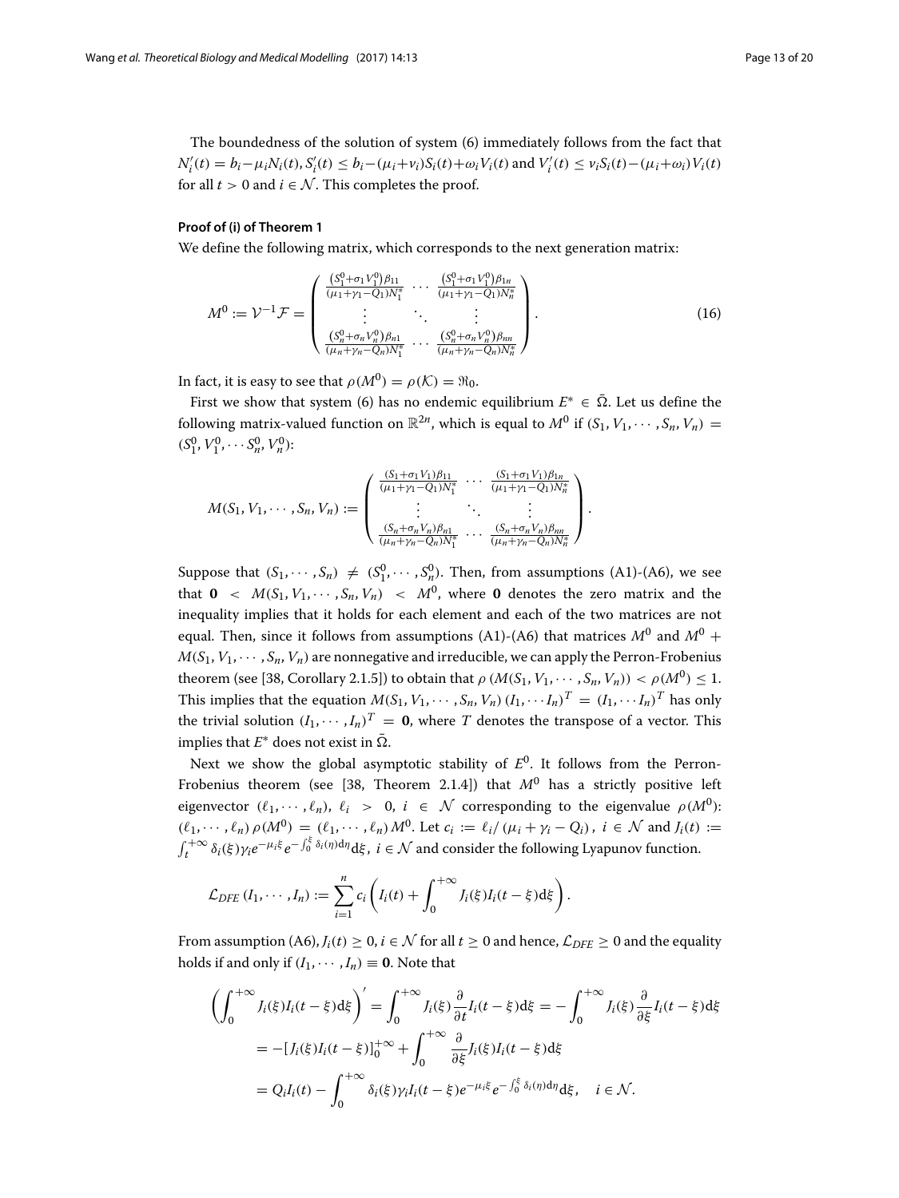The boundedness of the solution of system (6) immediately follows from the fact that $N_i'(t) = b_i - \mu_i N_i(t), S_i'(t) \le b_i - (\mu_i + \nu_i)S_i(t) + \omega_i V_i(t)$ and $V_i'(t) \le \nu_i S_i(t) - (\mu_i + \omega_i)V_i(t)$ for all $t > 0$ and $i \in \mathcal{N}$. This completes the proof.

#### Proof of (i) of Theorem 1

We define the following matrix, which corresponds to the next generation matrix:

$$M^0 := \mathcal{V}^{-1}\mathcal{F} = \begin{pmatrix} \frac{(S_1^0+\sigma_1 V_1^0)\beta_{11}}{(\mu_1+\gamma_1-Q_1)N_1^*} & \cdots & \frac{(S_1^0+\sigma_1 V_1^0)\beta_{1n}}{(\mu_1+\gamma_1-Q_1)N_n^*} \\ \vdots & \ddots & \vdots \\ \frac{(S_n^0+\sigma_n V_n^0)\beta_{n1}}{(\mu_n+\gamma_n-Q_n)N_1^*} & \cdots & \frac{(S_n^0+\sigma_n V_n^0)\beta_{nn}}{(\mu_n+\gamma_n-Q_n)N_n^*} \end{pmatrix}. \tag{16}$$

In fact, it is easy to see that $\rho(M^0) = \rho(\mathcal{K}) = \Re_0$.

First we show that system (6) has no endemic equilibrium $E^* \in \bar{\Omega}$. Let us define the following matrix-valued function on $\mathbb{R}^{2n}$, which is equal to $M^0$ if $(S_1, V_1, \cdots, S_n, V_n) = (S_1^0, V_1^0, \cdots S_n^0, V_n^0)$:

$$M(S_1, V_1, \cdots, S_n, V_n) := \begin{pmatrix} \frac{(S_1+\sigma_1 V_1)\beta_{11}}{(\mu_1+\gamma_1-Q_1)N_1^*} & \cdots & \frac{(S_1+\sigma_1 V_1)\beta_{1n}}{(\mu_1+\gamma_1-Q_1)N_n^*} \\ \vdots & \ddots & \vdots \\ \frac{(S_n+\sigma_n V_n)\beta_{n1}}{(\mu_n+\gamma_n-Q_n)N_1^*} & \cdots & \frac{(S_n+\sigma_n V_n)\beta_{nn}}{(\mu_n+\gamma_n-Q_n)N_n^*} \end{pmatrix}.$$

Suppose that $(S_1, \cdots, S_n) \neq (S_1^0, \cdots, S_n^0)$. Then, from assumptions (A1)-(A6), we see that $\mathbf{0} < M(S_1, V_1, \cdots, S_n, V_n) < M^0$, where $\mathbf{0}$ denotes the zero matrix and the inequality implies that it holds for each element and each of the two matrices are not equal. Then, since it follows from assumptions (A1)-(A6) that matrices $M^0$ and $M^0 + M(S_1, V_1, \cdots, S_n, V_n)$ are nonnegative and irreducible, we can apply the Perron-Frobenius theorem (see [38, Corollary 2.1.5]) to obtain that $\rho(M(S_1, V_1, \cdots, S_n, V_n)) < \rho(M^0) \le 1$. This implies that the equation $M(S_1, V_1, \cdots, S_n, V_n)(I_1, \cdots I_n)^T = (I_1, \cdots I_n)^T$ has only the trivial solution $(I_1, \cdots, I_n)^T = \mathbf{0}$, where $T$ denotes the transpose of a vector. This implies that $E^*$ does not exist in $\bar{\Omega}$.

Next we show the global asymptotic stability of $E^0$. It follows from the Perron-Frobenius theorem (see [38, Theorem 2.1.4]) that $M^0$ has a strictly positive left eigenvector $(\ell_1, \cdots, \ell_n)$, $\ell_i > 0$, $i \in \mathcal{N}$ corresponding to the eigenvalue $\rho(M^0)$: $(\ell_1, \cdots, \ell_n)\rho(M^0) = (\ell_1, \cdots, \ell_n)M^0$. Let $c_i := \ell_i/(\mu_i + \gamma_i - Q_i)$, $i \in \mathcal{N}$ and $J_i(t) := \int_t^{+\infty} \delta_i(\xi)\gamma_i e^{-\mu_i \xi} e^{-\int_0^\xi \delta_i(\eta)\mathrm{d}\eta}\mathrm{d}\xi$, $i \in \mathcal{N}$ and consider the following Lyapunov function.

$$\mathcal{L}_{DFE}(I_1, \cdots, I_n) := \sum_{i=1}^{n} c_i \left( I_i(t) + \int_0^{+\infty} J_i(\xi) I_i(t-\xi)\mathrm{d}\xi \right).$$

From assumption (A6), $J_i(t) \ge 0$, $i \in \mathcal{N}$ for all $t \ge 0$ and hence, $\mathcal{L}_{DFE} \ge 0$ and the equality holds if and only if $(I_1, \cdots, I_n) \equiv \mathbf{0}$. Note that

$$\begin{aligned} \left( \int_0^{+\infty} J_i(\xi) I_i(t-\xi)\mathrm{d}\xi \right)' &= \int_0^{+\infty} J_i(\xi) \frac{\partial}{\partial t} I_i(t-\xi)\mathrm{d}\xi = -\int_0^{+\infty} J_i(\xi) \frac{\partial}{\partial \xi} I_i(t-\xi)\mathrm{d}\xi \\ &= -[J_i(\xi) I_i(t-\xi)]_0^{+\infty} + \int_0^{+\infty} \frac{\partial}{\partial \xi} J_i(\xi) I_i(t-\xi)\mathrm{d}\xi \\ &= Q_i I_i(t) - \int_0^{+\infty} \delta_i(\xi)\gamma_i I_i(t-\xi) e^{-\mu_i \xi} e^{-\int_0^\xi \delta_i(\eta)\mathrm{d}\eta}\mathrm{d}\xi, \quad i \in \mathcal{N}. \end{aligned}$$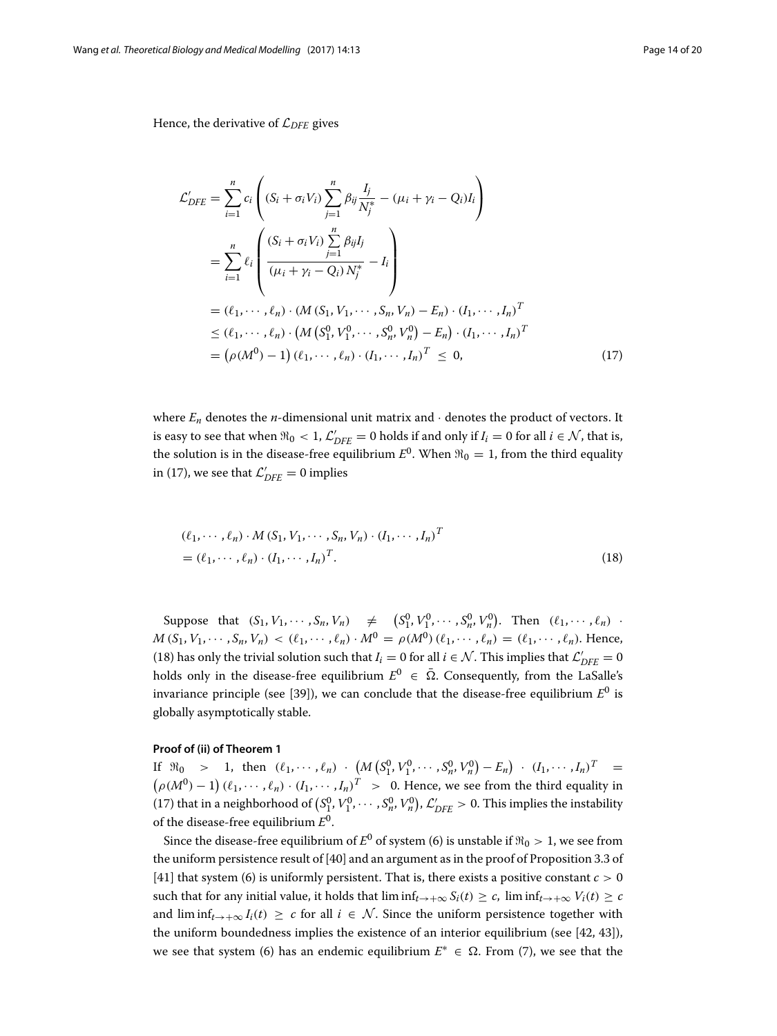Hence, the derivative of $\mathcal{L}_{DFE}$ gives

$$
\begin{aligned}
\mathcal{L}'_{DFE} &= \sum_{i=1}^{n} c_i \left( (S_i + \sigma_i V_i) \sum_{j=1}^{n} \beta_{ij} \frac{I_j}{N_j^*} - (\mu_i + \gamma_i - Q_i) I_i \right) \\
&= \sum_{i=1}^{n} \ell_i \left( \frac{(S_i + \sigma_i V_i) \sum_{j=1}^{n} \beta_{ij} I_j}{(\mu_i + \gamma_i - Q_i) N_j^*} - I_i \right) \\
&= (\ell_1, \cdots, \ell_n) \cdot (M(S_1, V_1, \cdots, S_n, V_n) - E_n) \cdot (I_1, \cdots, I_n)^T \\
&\leq (\ell_1, \cdots, \ell_n) \cdot \left( M\left(S_1^0, V_1^0, \cdots, S_n^0, V_n^0\right) - E_n \right) \cdot (I_1, \cdots, I_n)^T \\
&= \left( \rho(M^0) - 1 \right) (\ell_1, \cdots, \ell_n) \cdot (I_1, \cdots, I_n)^T \leq 0,
\end{aligned} \tag{17}
$$

where $E_n$ denotes the $n$-dimensional unit matrix and $\cdot$ denotes the product of vectors. It is easy to see that when $\Re_0 < 1$, $\mathcal{L}'_{DFE} = 0$ holds if and only if $I_i = 0$ for all $i \in \mathcal{N}$, that is, the solution is in the disease-free equilibrium $E^0$. When $\Re_0 = 1$, from the third equality in (17), we see that $\mathcal{L}'_{DFE} = 0$ implies

$$
\begin{aligned}
&(\ell_1, \cdots, \ell_n) \cdot M(S_1, V_1, \cdots, S_n, V_n) \cdot (I_1, \cdots, I_n)^T \\
&= (\ell_1, \cdots, \ell_n) \cdot (I_1, \cdots, I_n)^T.
\end{aligned} \tag{18}
$$

Suppose that $(S_1, V_1, \cdots, S_n, V_n) \neq \left(S_1^0, V_1^0, \cdots, S_n^0, V_n^0\right)$. Then $(\ell_1, \cdots, \ell_n) \cdot M(S_1, V_1, \cdots, S_n, V_n) < (\ell_1, \cdots, \ell_n) \cdot M^0 = \rho(M^0)(\ell_1, \cdots, \ell_n) = (\ell_1, \cdots, \ell_n)$. Hence, (18) has only the trivial solution such that $I_i = 0$ for all $i \in \mathcal{N}$. This implies that $\mathcal{L}'_{DFE} = 0$ holds only in the disease-free equilibrium $E^0 \in \bar{\Omega}$. Consequently, from the LaSalle's invariance principle (see [39]), we can conclude that the disease-free equilibrium $E^0$ is globally asymptotically stable.

#### Proof of (ii) of Theorem 1

If $\Re_0 > 1$, then $(\ell_1, \cdots, \ell_n) \cdot \left( M\left(S_1^0, V_1^0, \cdots, S_n^0, V_n^0\right) - E_n \right) \cdot (I_1, \cdots, I_n)^T = \left( \rho(M^0) - 1 \right) (\ell_1, \cdots, \ell_n) \cdot (I_1, \cdots, I_n)^T > 0$. Hence, we see from the third equality in (17) that in a neighborhood of $\left(S_1^0, V_1^0, \cdots, S_n^0, V_n^0\right)$, $\mathcal{L}'_{DFE} > 0$. This implies the instability of the disease-free equilibrium $E^0$.

Since the disease-free equilibrium of $E^0$ of system (6) is unstable if $\Re_0 > 1$, we see from the uniform persistence result of [40] and an argument as in the proof of Proposition 3.3 of [41] that system (6) is uniformly persistent. That is, there exists a positive constant $c > 0$ such that for any initial value, it holds that $\liminf_{t \to +\infty} S_i(t) \geq c$, $\liminf_{t \to +\infty} V_i(t) \geq c$ and $\liminf_{t \to +\infty} I_i(t) \geq c$ for all $i \in \mathcal{N}$. Since the uniform persistence together with the uniform boundedness implies the existence of an interior equilibrium (see [42, 43]), we see that system (6) has an endemic equilibrium $E^* \in \Omega$. From (7), we see that the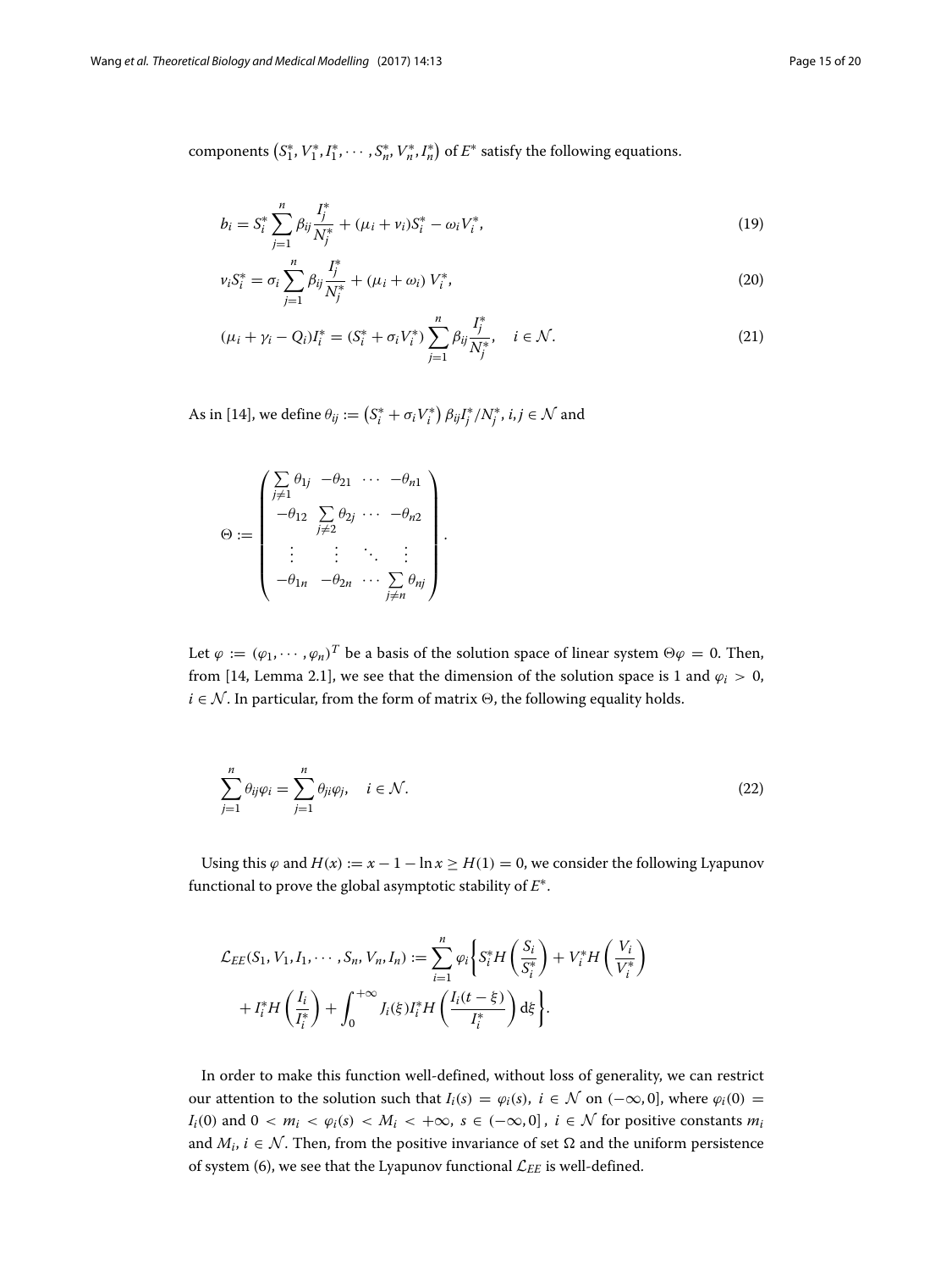components $\left(S_1^*, V_1^*, I_1^*, \cdots, S_n^*, V_n^*, I_n^*\right)$ of $E^*$ satisfy the following equations.

$$b_i = S_i^* \sum_{j=1}^{n} \beta_{ij} \frac{I_j^*}{N_j^*} + (\mu_i + \nu_i) S_i^* - \omega_i V_i^*, \tag{19}$$

$$\nu_i S_i^* = \sigma_i \sum_{j=1}^{n} \beta_{ij} \frac{I_j^*}{N_j^*} + (\mu_i + \omega_i)\, V_i^*, \tag{20}$$

$$(\mu_i + \gamma_i - Q_i) I_i^* = (S_i^* + \sigma_i V_i^*) \sum_{j=1}^{n} \beta_{ij} \frac{I_j^*}{N_j^*}, \quad i \in \mathcal{N}. \tag{21}$$

As in [14], we define $\theta_{ij} := \left(S_i^* + \sigma_i V_i^*\right) \beta_{ij} I_j^* / N_j^*$, $i, j \in \mathcal{N}$ and

$$\Theta := \begin{pmatrix} \sum\limits_{j \neq 1} \theta_{1j} & -\theta_{21} & \cdots & -\theta_{n1} \\ -\theta_{12} & \sum\limits_{j \neq 2} \theta_{2j} & \cdots & -\theta_{n2} \\ \vdots & \vdots & \ddots & \vdots \\ -\theta_{1n} & -\theta_{2n} & \cdots & \sum\limits_{j \neq n} \theta_{nj} \end{pmatrix}.$$

Let $\varphi := (\varphi_1, \cdots, \varphi_n)^T$ be a basis of the solution space of linear system $\Theta\varphi = 0$. Then, from [14, Lemma 2.1], we see that the dimension of the solution space is 1 and $\varphi_i > 0$, $i \in \mathcal{N}$. In particular, from the form of matrix $\Theta$, the following equality holds.

$$\sum_{j=1}^{n} \theta_{ij} \varphi_i = \sum_{j=1}^{n} \theta_{ji} \varphi_j, \quad i \in \mathcal{N}. \tag{22}$$

Using this $\varphi$ and $H(x) := x - 1 - \ln x \geq H(1) = 0$, we consider the following Lyapunov functional to prove the global asymptotic stability of $E^*$.

$$\begin{aligned} \mathcal{L}_{EE}(S_1, V_1, I_1, \cdots, S_n, V_n, I_n) := \sum_{i=1}^{n} \varphi_i \Bigg\{ & S_i^* H\left(\frac{S_i}{S_i^*}\right) + V_i^* H\left(\frac{V_i}{V_i^*}\right) \\ & + I_i^* H\left(\frac{I_i}{I_i^*}\right) + \int_0^{+\infty} J_i(\xi) I_i^* H\left(\frac{I_i(t-\xi)}{I_i^*}\right) \mathrm{d}\xi \Bigg\}. \end{aligned}$$

In order to make this function well-defined, without loss of generality, we can restrict our attention to the solution such that $I_i(s) = \varphi_i(s)$, $i \in \mathcal{N}$ on $(-\infty, 0]$, where $\varphi_i(0) = I_i(0)$ and $0 < m_i < \varphi_i(s) < M_i < +\infty$, $s \in (-\infty, 0]$, $i \in \mathcal{N}$ for positive constants $m_i$ and $M_i$, $i \in \mathcal{N}$. Then, from the positive invariance of set $\Omega$ and the uniform persistence of system (6), we see that the Lyapunov functional $\mathcal{L}_{EE}$ is well-defined.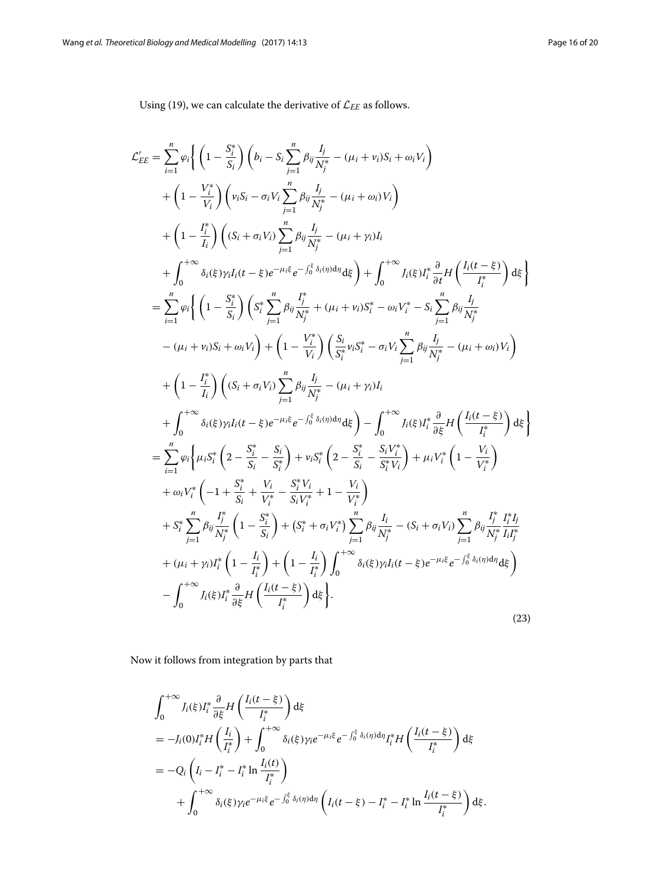Using (19), we can calculate the derivative of $\mathcal{L}_{EE}$ as follows.

$$
\begin{aligned}
\mathcal{L}'_{EE} =& \sum_{i=1}^{n} \varphi_i \Bigg\{ \left(1 - \frac{S_i^*}{S_i}\right) \left( b_i - S_i \sum_{j=1}^{n} \beta_{ij} \frac{I_j}{N_j^*} - (\mu_i + \nu_i) S_i + \omega_i V_i \right) \\
&+ \left(1 - \frac{V_i^*}{V_i}\right) \left( \nu_i S_i - \sigma_i V_i \sum_{j=1}^{n} \beta_{ij} \frac{I_j}{N_j^*} - (\mu_i + \omega_i) V_i \right) \\
&+ \left(1 - \frac{I_i^*}{I_i}\right) \Bigg( (S_i + \sigma_i V_i) \sum_{j=1}^{n} \beta_{ij} \frac{I_j}{N_j^*} - (\mu_i + \gamma_i) I_i \\
&+ \int_0^{+\infty} \delta_i(\xi) \gamma_i I_i(t-\xi) e^{-\mu_i \xi} e^{-\int_0^{\xi} \delta_i(\eta) \mathrm{d}\eta} \mathrm{d}\xi \Bigg) + \int_0^{+\infty} J_i(\xi) I_i^* \frac{\partial}{\partial t} H\left( \frac{I_i(t-\xi)}{I_i^*} \right) \mathrm{d}\xi \Bigg\} \\
=& \sum_{i=1}^{n} \varphi_i \Bigg\{ \left(1 - \frac{S_i^*}{S_i}\right) \Bigg( S_i^* \sum_{j=1}^{n} \beta_{ij} \frac{I_j^*}{N_j^*} + (\mu_i + \nu_i) S_i^* - \omega_i V_i^* - S_i \sum_{j=1}^{n} \beta_{ij} \frac{I_j}{N_j^*} \\
&- (\mu_i + \nu_i) S_i + \omega_i V_i \Bigg) + \left(1 - \frac{V_i^*}{V_i}\right) \left( \frac{S_i}{S_i^*} \nu_i S_i^* - \sigma_i V_i \sum_{j=1}^{n} \beta_{ij} \frac{I_j}{N_j^*} - (\mu_i + \omega_i) V_i \right) \\
&+ \left(1 - \frac{I_i^*}{I_i}\right) \Bigg( (S_i + \sigma_i V_i) \sum_{j=1}^{n} \beta_{ij} \frac{I_j}{N_j^*} - (\mu_i + \gamma_i) I_i \\
&+ \int_0^{+\infty} \delta_i(\xi) \gamma_i I_i(t-\xi) e^{-\mu_i \xi} e^{-\int_0^{\xi} \delta_i(\eta) \mathrm{d}\eta} \mathrm{d}\xi \Bigg) - \int_0^{+\infty} J_i(\xi) I_i^* \frac{\partial}{\partial \xi} H\left( \frac{I_i(t-\xi)}{I_i^*} \right) \mathrm{d}\xi \Bigg\} \\
=& \sum_{i=1}^{n} \varphi_i \Bigg\{ \mu_i S_i^* \left( 2 - \frac{S_i^*}{S_i} - \frac{S_i}{S_i^*} \right) + \nu_i S_i^* \left( 2 - \frac{S_i^*}{S_i} - \frac{S_i V_i^*}{S_i^* V_i} \right) + \mu_i V_i^* \left( 1 - \frac{V_i}{V_i^*} \right) \\
&+ \omega_i V_i^* \left( -1 + \frac{S_i^*}{S_i} + \frac{V_i}{V_i^*} - \frac{S_i^* V_i}{S_i V_i^*} + 1 - \frac{V_i}{V_i^*} \right) \\
&+ S_i^* \sum_{j=1}^{n} \beta_{ij} \frac{I_j^*}{N_j^*} \left( 1 - \frac{S_i^*}{S_i} \right) + \left( S_i^* + \sigma_i V_i^* \right) \sum_{j=1}^{n} \beta_{ij} \frac{I_i}{N_j^*} - (S_i + \sigma_i V_i) \sum_{j=1}^{n} \beta_{ij} \frac{I_j^*}{N_j^*} \frac{I_i^* I_j}{I_i I_j^*} \\
&+ (\mu_i + \gamma_i) I_i^* \left( 1 - \frac{I_i}{I_i^*} \right) + \left( 1 - \frac{I_i}{I_i^*} \right) \int_0^{+\infty} \delta_i(\xi) \gamma_i I_i(t-\xi) e^{-\mu_i \xi} e^{-\int_0^{\xi} \delta_i(\eta) \mathrm{d}\eta} \mathrm{d}\xi \Bigg) \\
&- \int_0^{+\infty} J_i(\xi) I_i^* \frac{\partial}{\partial \xi} H\left( \frac{I_i(t-\xi)}{I_i^*} \right) \mathrm{d}\xi \Bigg\}.
\end{aligned}
\tag{23}
$$

Now it follows from integration by parts that

$$
\begin{aligned}
&\int_0^{+\infty} J_i(\xi) I_i^* \frac{\partial}{\partial \xi} H\left( \frac{I_i(t-\xi)}{I_i^*} \right) \mathrm{d}\xi \\
&= -J_i(0) I_i^* H\left( \frac{I_i}{I_i^*} \right) + \int_0^{+\infty} \delta_i(\xi) \gamma_i e^{-\mu_i \xi} e^{-\int_0^{\xi} \delta_i(\eta) \mathrm{d}\eta} I_i^* H\left( \frac{I_i(t-\xi)}{I_i^*} \right) \mathrm{d}\xi \\
&= -Q_i \left( I_i - I_i^* - I_i^* \ln \frac{I_i(t)}{I_i^*} \right) \\
&\quad + \int_0^{+\infty} \delta_i(\xi) \gamma_i e^{-\mu_i \xi} e^{-\int_0^{\xi} \delta_i(\eta) \mathrm{d}\eta} \left( I_i(t-\xi) - I_i^* - I_i^* \ln \frac{I_i(t-\xi)}{I_i^*} \right) \mathrm{d}\xi.
\end{aligned}
$$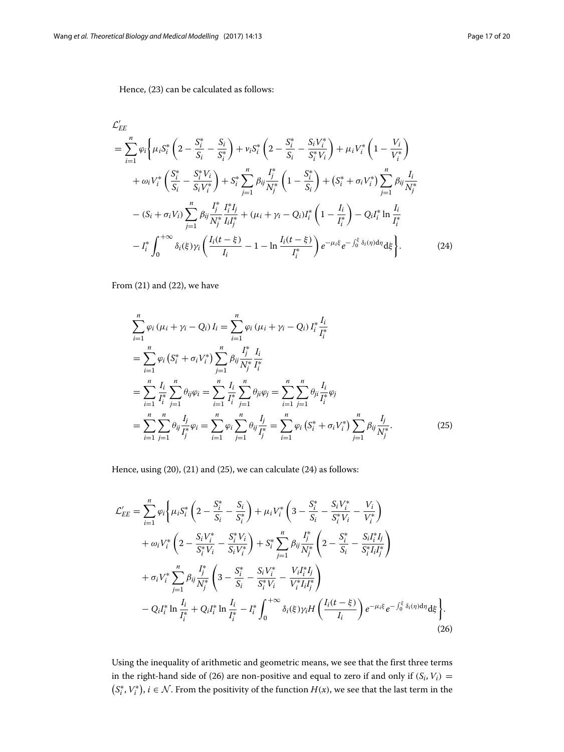Hence, (23) can be calculated as follows:

$$
\begin{aligned}
&\mathcal{L}_{EE}' \\
&= \sum_{i=1}^{n} \varphi_i \Bigg\{ \mu_i S_i^* \left(2 - \frac{S_i^*}{S_i} - \frac{S_i}{S_i^*}\right) + \nu_i S_i^* \left(2 - \frac{S_i^*}{S_i} - \frac{S_i V_i^*}{S_i^* V_i}\right) + \mu_i V_i^* \left(1 - \frac{V_i}{V_i^*}\right) \\
&\quad + \omega_i V_i^* \left(\frac{S_i^*}{S_i} - \frac{S_i^* V_i}{S_i V_i^*}\right) + S_i^* \sum_{j=1}^{n} \beta_{ij} \frac{I_j^*}{N_j^*} \left(1 - \frac{S_i^*}{S_i}\right) + \left(S_i^* + \sigma_i V_i^*\right) \sum_{j=1}^{n} \beta_{ij} \frac{I_i}{N_j^*} \\
&\quad - (S_i + \sigma_i V_i) \sum_{j=1}^{n} \beta_{ij} \frac{I_j^*}{N_j^*} \frac{I_i^* I_j}{I_i I_j^*} + (\mu_i + \gamma_i - Q_i) I_i^* \left(1 - \frac{I_i}{I_i^*}\right) - Q_i I_i^* \ln \frac{I_i}{I_i^*} \\
&\quad - I_i^* \int_0^{+\infty} \delta_i(\xi) \gamma_i \left(\frac{I_i(t-\xi)}{I_i} - 1 - \ln \frac{I_i(t-\xi)}{I_i^*}\right) e^{-\mu_i \xi} e^{-\int_0^{\xi} \delta_i(\eta) d\eta} d\xi \Bigg\}. \qquad (24)
\end{aligned}
$$

From (21) and (22), we have

$$
\begin{aligned}
&\sum_{i=1}^{n} \varphi_i (\mu_i + \gamma_i - Q_i) I_i = \sum_{i=1}^{n} \varphi_i (\mu_i + \gamma_i - Q_i) I_i^* \frac{I_i}{I_i^*} \\
&= \sum_{i=1}^{n} \varphi_i \left(S_i^* + \sigma_i V_i^*\right) \sum_{j=1}^{n} \beta_{ij} \frac{I_j^*}{N_j^*} \frac{I_i}{I_i^*} \\
&= \sum_{i=1}^{n} \frac{I_i}{I_i^*} \sum_{j=1}^{n} \theta_{ij} \varphi_i = \sum_{i=1}^{n} \frac{I_i}{I_i^*} \sum_{j=1}^{n} \theta_{ji} \varphi_j = \sum_{i=1}^{n} \sum_{j=1}^{n} \theta_{ji} \frac{I_i}{I_i^*} \varphi_j \\
&= \sum_{i=1}^{n} \sum_{j=1}^{n} \theta_{ij} \frac{I_j}{I_j^*} \varphi_i = \sum_{i=1}^{n} \varphi_i \sum_{j=1}^{n} \theta_{ij} \frac{I_j}{I_j^*} = \sum_{i=1}^{n} \varphi_i \left(S_i^* + \sigma_i V_i^*\right) \sum_{j=1}^{n} \beta_{ij} \frac{I_j}{N_j^*}. \qquad (25)
\end{aligned}
$$

Hence, using (20), (21) and (25), we can calculate (24) as follows:

$$
\begin{aligned}
\mathcal{L}_{EE}' &= \sum_{i=1}^{n} \varphi_i \Bigg\{ \mu_i S_i^* \left(2 - \frac{S_i^*}{S_i} - \frac{S_i}{S_i^*}\right) + \mu_i V_i^* \left(3 - \frac{S_i^*}{S_i} - \frac{S_i V_i^*}{S_i^* V_i} - \frac{V_i}{V_i^*}\right) \\
&\quad + \omega_i V_i^* \left(2 - \frac{S_i V_i^*}{S_i^* V_i} - \frac{S_i^* V_i}{S_i V_i^*}\right) + S_i^* \sum_{j=1}^{n} \beta_{ij} \frac{I_j^*}{N_j^*} \left(2 - \frac{S_i^*}{S_i} - \frac{S_i I_i^* I_j}{S_i^* I_i I_j^*}\right) \\
&\quad + \sigma_i V_i^* \sum_{j=1}^{n} \beta_{ij} \frac{I_j^*}{N_j^*} \left(3 - \frac{S_i^*}{S_i} - \frac{S_i V_i^*}{S_i^* V_i} - \frac{V_i I_i^* I_j}{V_i^* I_i I_j^*}\right) \\
&\quad - Q_i I_i^* \ln \frac{I_i}{I_i^*} + Q_i I_i^* \ln \frac{I_i}{I_i^*} - I_i^* \int_0^{+\infty} \delta_i(\xi) \gamma_i H\left(\frac{I_i(t-\xi)}{I_i}\right) e^{-\mu_i \xi} e^{-\int_0^{\xi} \delta_i(\eta) d\eta} d\xi \Bigg\}.
\end{aligned}
\qquad (26)
$$

Using the inequality of arithmetic and geometric means, we see that the first three terms in the right-hand side of (26) are non-positive and equal to zero if and only if $(S_i, V_i) = \left(S_i^*, V_i^*\right)$, $i \in \mathcal{N}$. From the positivity of the function $H(x)$, we see that the last term in the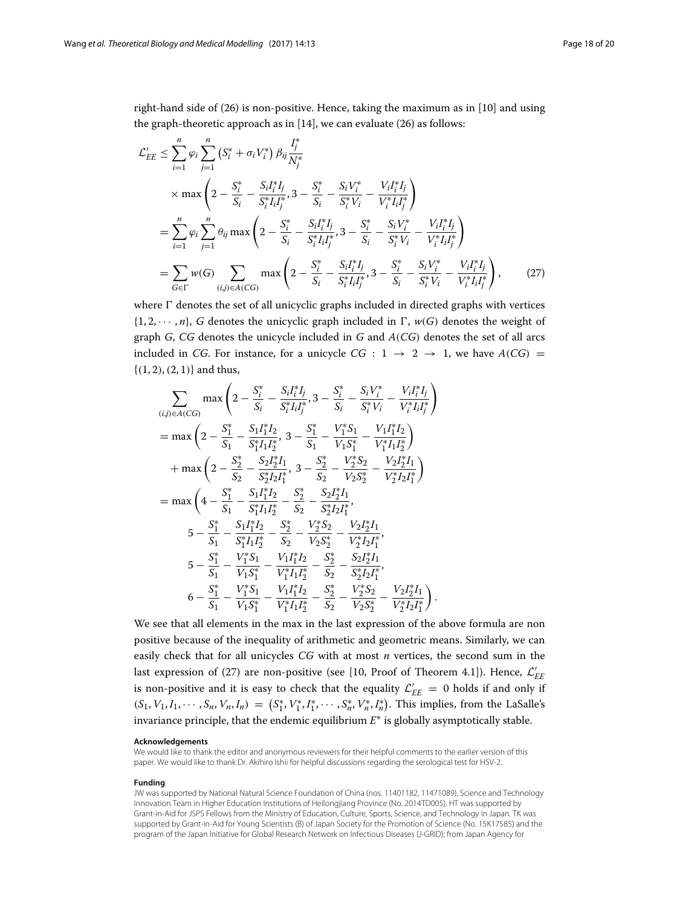right-hand side of (26) is non-positive. Hence, taking the maximum as in [10] and using the graph-theoretic approach as in [14], we can evaluate (26) as follows:

$$
\begin{aligned}
\mathcal{L}'_{EE} &\leq \sum_{i=1}^{n} \varphi_i \sum_{j=1}^{n} \left(S_i^* + \sigma_i V_i^*\right) \beta_{ij} \frac{I_j^*}{N_j^*} \\
&\quad \times \max\left(2 - \frac{S_i^*}{S_i} - \frac{S_i I_i^* I_j}{S_i^* I_i I_j^*}, 3 - \frac{S_i^*}{S_i} - \frac{S_i V_i^*}{S_i^* V_i} - \frac{V_i I_i^* I_j}{V_i^* I_i I_j^*}\right) \\
&= \sum_{i=1}^{n} \varphi_i \sum_{j=1}^{n} \theta_{ij} \max\left(2 - \frac{S_i^*}{S_i} - \frac{S_i I_i^* I_j}{S_i^* I_i I_j^*}, 3 - \frac{S_i^*}{S_i} - \frac{S_i V_i^*}{S_i^* V_i} - \frac{V_i I_i^* I_j}{V_i^* I_i I_j^*}\right) \\
&= \sum_{G \in \Gamma} w(G) \sum_{(i,j) \in A(CG)} \max\left(2 - \frac{S_i^*}{S_i} - \frac{S_i I_i^* I_j}{S_i^* I_i I_j^*}, 3 - \frac{S_i^*}{S_i} - \frac{S_i V_i^*}{S_i^* V_i} - \frac{V_i I_i^* I_j}{V_i^* I_i I_j^*}\right), \qquad (27)
\end{aligned}
$$

where $\Gamma$ denotes the set of all unicyclic graphs included in directed graphs with vertices $\{1, 2, \cdots, n\}$, $G$ denotes the unicyclic graph included in $\Gamma$, $w(G)$ denotes the weight of graph $G$, $CG$ denotes the unicycle included in $G$ and $A(CG)$ denotes the set of all arcs included in $CG$. For instance, for a unicycle $CG : 1 \to 2 \to 1$, we have $A(CG) = \{(1, 2), (2, 1)\}$ and thus,

$$
\begin{aligned}
&\sum_{(i,j) \in A(CG)} \max\left(2 - \frac{S_i^*}{S_i} - \frac{S_i I_i^* I_j}{S_i^* I_i I_j^*}, 3 - \frac{S_i^*}{S_i} - \frac{S_i V_i^*}{S_i^* V_i} - \frac{V_i I_i^* I_j}{V_i^* I_i I_j^*}\right) \\
&= \max\left(2 - \frac{S_1^*}{S_1} - \frac{S_1 I_1^* I_2}{S_1^* I_1 I_2^*},\ 3 - \frac{S_1^*}{S_1} - \frac{V_1^* S_1}{V_1 S_1^*} - \frac{V_1 I_1^* I_2}{V_1^* I_1 I_2^*}\right) \\
&\quad + \max\left(2 - \frac{S_2^*}{S_2} - \frac{S_2 I_2^* I_1}{S_2^* I_2 I_1^*},\ 3 - \frac{S_2^*}{S_2} - \frac{V_2^* S_2}{V_2 S_2^*} - \frac{V_2 I_2^* I_1}{V_2^* I_2 I_1^*}\right) \\
&= \max\left(4 - \frac{S_1^*}{S_1} - \frac{S_1 I_1^* I_2}{S_1^* I_1 I_2^*} - \frac{S_2^*}{S_2} - \frac{S_2 I_2^* I_1}{S_2^* I_2 I_1^*},\right. \\
&\qquad 5 - \frac{S_1^*}{S_1} - \frac{S_1 I_1^* I_2}{S_1^* I_1 I_2^*} - \frac{S_2^*}{S_2} - \frac{V_2^* S_2}{V_2 S_2^*} - \frac{V_2 I_2^* I_1}{V_2^* I_2 I_1^*}, \\
&\qquad 5 - \frac{S_1^*}{S_1} - \frac{V_1^* S_1}{V_1 S_1^*} - \frac{V_1 I_1^* I_2}{V_1^* I_1 I_2^*} - \frac{S_2^*}{S_2} - \frac{S_2 I_2^* I_1}{S_2^* I_2 I_1^*}, \\
&\qquad \left. 6 - \frac{S_1^*}{S_1} - \frac{V_1^* S_1}{V_1 S_1^*} - \frac{V_1 I_1^* I_2}{V_1^* I_1 I_2^*} - \frac{S_2^*}{S_2} - \frac{V_2^* S_2}{V_2 S_2^*} - \frac{V_2 I_2^* I_1}{V_2^* I_2 I_1^*}\right).
\end{aligned}
$$

We see that all elements in the max in the last expression of the above formula are non positive because of the inequality of arithmetic and geometric means. Similarly, we can easily check that for all unicycles $CG$ with at most $n$ vertices, the second sum in the last expression of (27) are non-positive (see [10, Proof of Theorem 4.1]). Hence, $\mathcal{L}'_{EE}$ is non-positive and it is easy to check that the equality $\mathcal{L}'_{EE} = 0$ holds if and only if $(S_1, V_1, I_1, \cdots, S_n, V_n, I_n) = \left(S_1^*, V_1^*, I_1^*, \cdots, S_n^*, V_n^*, I_n^*\right)$. This implies, from the LaSalle's invariance principle, that the endemic equilibrium $E^*$ is globally asymptotically stable.

#### Acknowledgements

We would like to thank the editor and anonymous reviewers for their helpful comments to the earlier version of this paper. We would like to thank Dr. Akihiro Ishii for helpful discussions regarding the serological test for HSV-2.

#### Funding

JW was supported by National Natural Science Foundation of China (nos. 11401182, 11471089), Science and Technology Innovation Team in Higher Education Institutions of Heilongjiang Province (No. 2014TD005). HT was supported by Grant-in-Aid for JSPS Fellows from the Ministry of Education, Culture, Sports, Science, and Technology in Japan. TK was supported by Grant-in-Aid for Young Scientists (B) of Japan Society for the Promotion of Science (No. 15K17585) and the program of the Japan Initiative for Global Research Network on Infectious Diseases (J-GRID); from Japan Agency for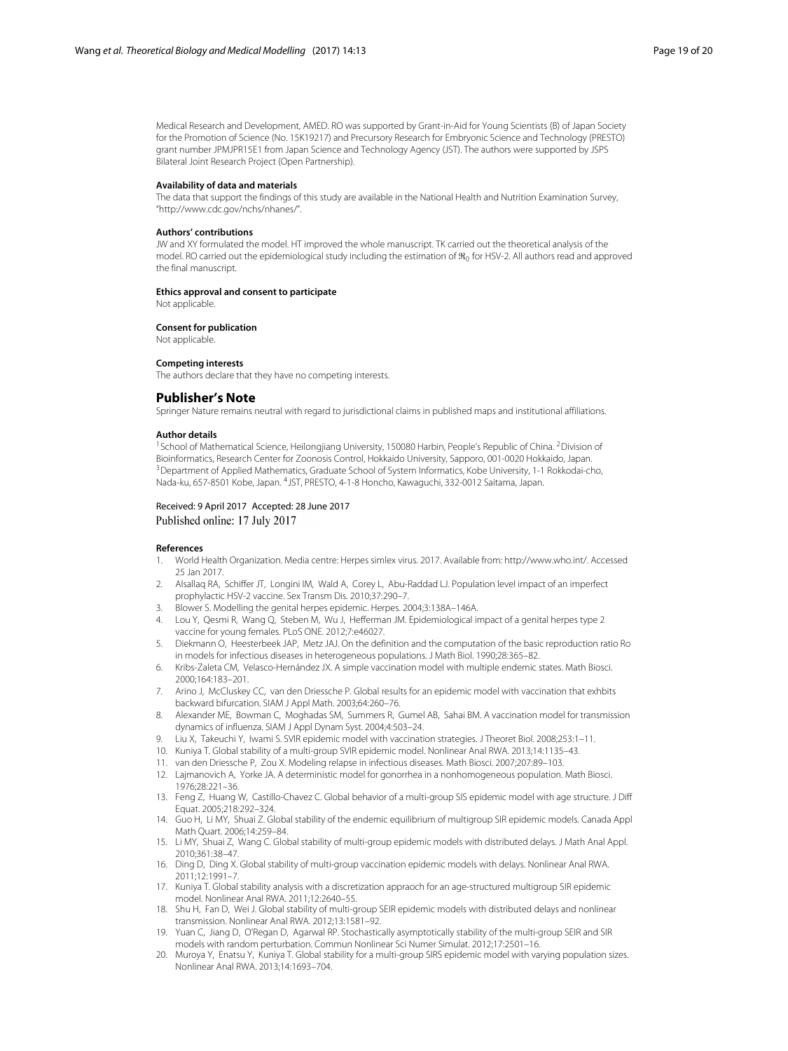Medical Research and Development, AMED. RO was supported by Grant-in-Aid for Young Scientists (B) of Japan Society for the Promotion of Science (No. 15K19217) and Precursory Research for Embryonic Science and Technology (PRESTO) grant number JPMJPR15E1 from Japan Science and Technology Agency (JST). The authors were supported by JSPS Bilateral Joint Research Project (Open Partnership).

#### Availability of data and materials

The data that support the findings of this study are available in the National Health and Nutrition Examination Survey, "http://www.cdc.gov/nchs/nhanes/".

#### Authors' contributions

JW and XY formulated the model. HT improved the whole manuscript. TK carried out the theoretical analysis of the model. RO carried out the epidemiological study including the estimation of $\mathfrak{R}_0$ for HSV-2. All authors read and approved the final manuscript.

#### Ethics approval and consent to participate

Not applicable.

#### Consent for publication

Not applicable.

#### Competing interests

The authors declare that they have no competing interests.

## Publisher's Note

Springer Nature remains neutral with regard to jurisdictional claims in published maps and institutional affiliations.

#### Author details

[1]School of Mathematical Science, Heilongjiang University, 150080 Harbin, People's Republic of China. [2]Division of Bioinformatics, Research Center for Zoonosis Control, Hokkaido University, Sapporo, 001-0020 Hokkaido, Japan. [3]Department of Applied Mathematics, Graduate School of System Informatics, Kobe University, 1-1 Rokkodai-cho, Nada-ku, 657-8501 Kobe, Japan. [4]JST, PRESTO, 4-1-8 Honcho, Kawaguchi, 332-0012 Saitama, Japan.

Received: 9 April 2017 Accepted: 28 June 2017
Published online: 17 July 2017

#### References

1. World Health Organization. Media centre: Herpes simlex virus. 2017. Available from: http://www.who.int/. Accessed 25 Jan 2017.
2. Alsallaq RA, Schiffer JT, Longini IM, Wald A, Corey L, Abu-Raddad LJ. Population level impact of an imperfect prophylactic HSV-2 vaccine. Sex Transm Dis. 2010;37:290–7.
3. Blower S. Modelling the genital herpes epidemic. Herpes. 2004;3:138A–146A.
4. Lou Y, Qesmi R, Wang Q, Steben M, Wu J, Hefferman JM. Epidemiological impact of a genital herpes type 2 vaccine for young females. PLoS ONE. 2012;7:e46027.
5. Diekmann O, Heesterbeek JAP, Metz JAJ. On the definition and the computation of the basic reproduction ratio Ro in models for infectious diseases in heterogeneous populations. J Math Biol. 1990;28:365–82.
6. Kribs-Zaleta CM, Velasco-Hernández JX. A simple vaccination model with multiple endemic states. Math Biosci. 2000;164:183–201.
7. Arino J, McCluskey CC, van den Driessche P. Global results for an epidemic model with vaccination that exhbits backward bifurcation. SIAM J Appl Math. 2003;64:260–76.
8. Alexander ME, Bowman C, Moghadas SM, Summers R, Gumel AB, Sahai BM. A vaccination model for transmission dynamics of influenza. SIAM J Appl Dynam Syst. 2004;4:503–24.
9. Liu X, Takeuchi Y, Iwami S. SVIR epidemic model with vaccination strategies. J Theoret Biol. 2008;253:1–11.
10. Kuniya T. Global stability of a multi-group SVIR epidemic model. Nonlinear Anal RWA. 2013;14:1135–43.
11. van den Driessche P, Zou X. Modeling relapse in infectious diseases. Math Biosci. 2007;207:89–103.
12. Lajmanovich A, Yorke JA. A deterministic model for gonorrhea in a nonhomogeneous population. Math Biosci. 1976;28:221–36.
13. Feng Z, Huang W, Castillo-Chavez C. Global behavior of a multi-group SIS epidemic model with age structure. J Diff Equat. 2005;218:292–324.
14. Guo H, Li MY, Shuai Z. Global stability of the endemic equilibrium of multigroup SIR epidemic models. Canada Appl Math Quart. 2006;14:259–84.
15. Li MY, Shuai Z, Wang C. Global stability of multi-group epidemic models with distributed delays. J Math Anal Appl. 2010;361:38–47.
16. Ding D, Ding X. Global stability of multi-group vaccination epidemic models with delays. Nonlinear Anal RWA. 2011;12:1991–7.
17. Kuniya T. Global stability analysis with a discretization appraoch for an age-structured multigroup SIR epidemic model. Nonlinear Anal RWA. 2011;12:2640–55.
18. Shu H, Fan D, Wei J. Global stability of multi-group SEIR epidemic models with distributed delays and nonlinear transmission. Nonlinear Anal RWA. 2012;13:1581–92.
19. Yuan C, Jiang D, O'Regan D, Agarwal RP. Stochastically asymptotically stability of the multi-group SEIR and SIR models with random perturbation. Commun Nonlinear Sci Numer Simulat. 2012;17:2501–16.
20. Muroya Y, Enatsu Y, Kuniya T. Global stability for a multi-group SIRS epidemic model with varying population sizes. Nonlinear Anal RWA. 2013;14:1693–704.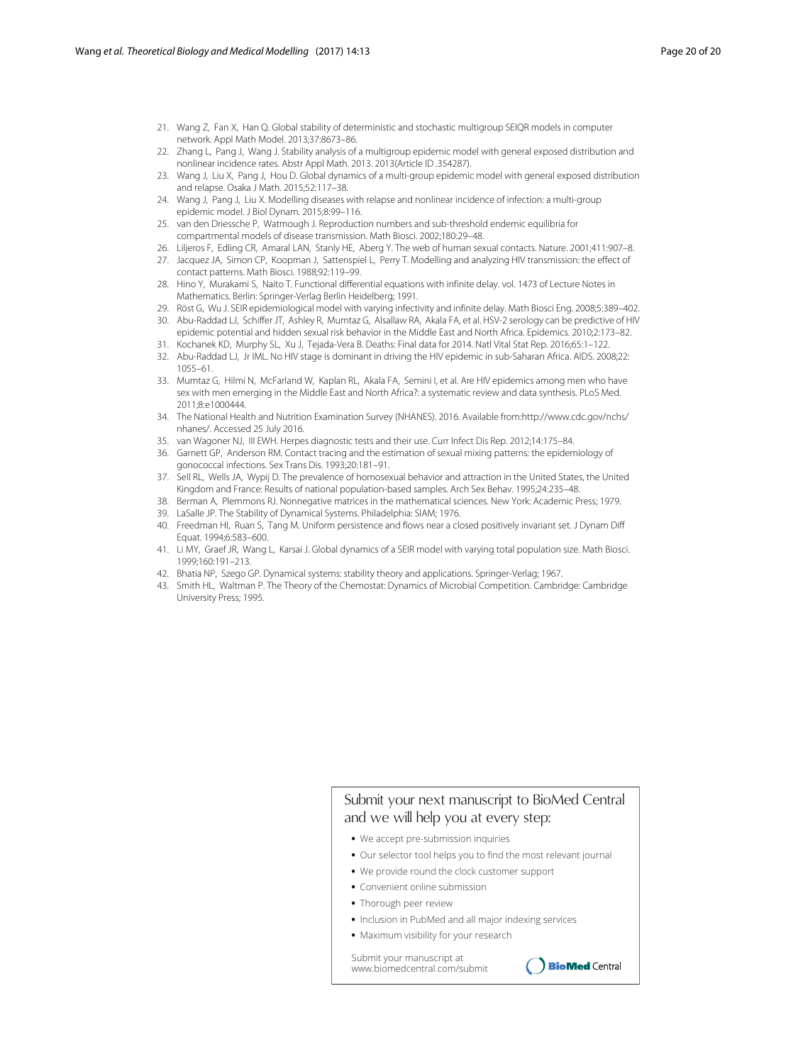21. Wang Z, Fan X, Han Q. Global stability of deterministic and stochastic multigroup SEIQR models in computer network. Appl Math Model. 2013;37:8673–86.
22. Zhang L, Pang J, Wang J. Stability analysis of a multigroup epidemic model with general exposed distribution and nonlinear incidence rates. Abstr Appl Math. 2013. 2013(Article ID .354287).
23. Wang J, Liu X, Pang J, Hou D. Global dynamics of a multi-group epidemic model with general exposed distribution and relapse. Osaka J Math. 2015;52:117–38.
24. Wang J, Pang J, Liu X. Modelling diseases with relapse and nonlinear incidence of infection: a multi-group epidemic model. J Biol Dynam. 2015;8:99–116.
25. van den Driessche P, Watmough J. Reproduction numbers and sub-threshold endemic equilibria for compartmental models of disease transmission. Math Biosci. 2002;180:29–48.
26. Liljeros F, Edling CR, Amaral LAN, Stanly HE, Aberg Y. The web of human sexual contacts. Nature. 2001;411:907–8.
27. Jacquez JA, Simon CP, Koopman J, Sattenspiel L, Perry T. Modelling and analyzing HIV transmission: the effect of contact patterns. Math Biosci. 1988;92:119–99.
28. Hino Y, Murakami S, Naito T. Functional differential equations with infinite delay. vol. 1473 of Lecture Notes in Mathematics. Berlin: Springer-Verlag Berlin Heidelberg; 1991.
29. Röst G, Wu J. SEIR epidemiological model with varying infectivity and infinite delay. Math Biosci Eng. 2008;5:389–402.
30. Abu-Raddad LJ, Schiffer JT, Ashley R, Mumtaz G, Alsallaw RA, Akala FA, et al. HSV-2 serology can be predictive of HIV epidemic potential and hidden sexual risk behavior in the Middle East and North Africa. Epidemics. 2010;2:173–82.
31. Kochanek KD, Murphy SL, Xu J, Tejada-Vera B. Deaths: Final data for 2014. Natl Vital Stat Rep. 2016;65:1–122.
32. Abu-Raddad LJ, Jr IML. No HIV stage is dominant in driving the HIV epidemic in sub-Saharan Africa. AIDS. 2008;22: 1055–61.
33. Mumtaz G, Hilmi N, McFarland W, Kaplan RL, Akala FA, Semini I, et al. Are HIV epidemics among men who have sex with men emerging in the Middle East and North Africa?: a systematic review and data synthesis. PLoS Med. 2011;8:e1000444.
34. The National Health and Nutrition Examination Survey (NHANES). 2016. Available from:http://www.cdc.gov/nchs/nhanes/. Accessed 25 July 2016.
35. van Wagoner NJ, III EWH. Herpes diagnostic tests and their use. Curr Infect Dis Rep. 2012;14:175–84.
36. Garnett GP, Anderson RM. Contact tracing and the estimation of sexual mixing patterns: the epidemiology of gonococcal infections. Sex Trans Dis. 1993;20:181–91.
37. Sell RL, Wells JA, Wypij D. The prevalence of homosexual behavior and attraction in the United States, the United Kingdom and France: Results of national population-based samples. Arch Sex Behav. 1995;24:235–48.
38. Berman A, Plemmons RJ. Nonnegative matrices in the mathematical sciences. New York: Academic Press; 1979.
39. LaSalle JP. The Stability of Dynamical Systems. Philadelphia: SIAM; 1976.
40. Freedman HI, Ruan S, Tang M. Uniform persistence and flows near a closed positively invariant set. J Dynam Diff Equat. 1994;6:583–600.
41. Li MY, Graef JR, Wang L, Karsai J. Global dynamics of a SEIR model with varying total population size. Math Biosci. 1999;160:191–213.
42. Bhatia NP, Szego GP. Dynamical systems: stability theory and applications. Springer-Verlag; 1967.
43. Smith HL, Waltman P. The Theory of the Chemostat: Dynamics of Microbial Competition. Cambridge: Cambridge University Press; 1995.

Submit your next manuscript to BioMed Central and we will help you at every step:

- We accept pre-submission inquiries
- Our selector tool helps you to find the most relevant journal
- We provide round the clock customer support
- Convenient online submission
- Thorough peer review
- Inclusion in PubMed and all major indexing services
- Maximum visibility for your research

Submit your manuscript at www.biomedcentral.com/submit

BioMed Central